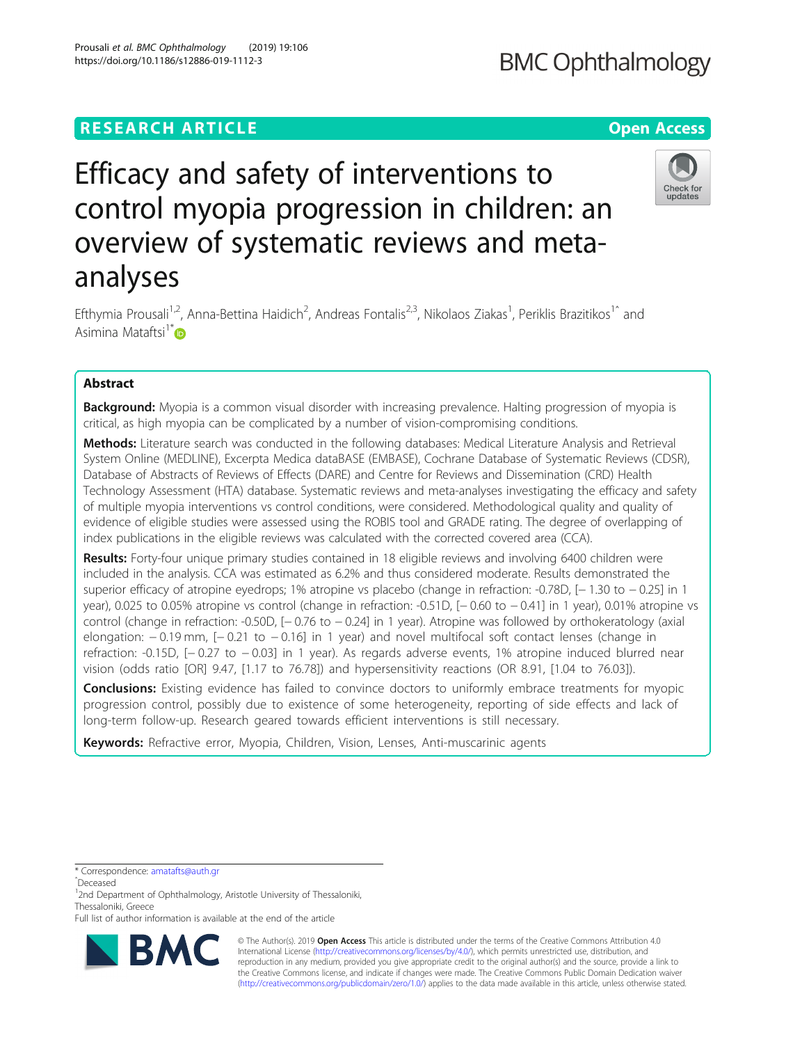RESEARCH ARTICLE

Open Access

# Efficacy and safety of interventions to control myopia progression in children: an overview of systematic reviews and meta-analyses

Efthymia Prousali[1,2], Anna-Bettina Haidich[2], Andreas Fontalis[2,3], Nikolaos Ziakas[1], Periklis Brazitikos[1^] and Asimina Mataftsi[1*]

## Abstract

**Background:** Myopia is a common visual disorder with increasing prevalence. Halting progression of myopia is critical, as high myopia can be complicated by a number of vision-compromising conditions.

**Methods:** Literature search was conducted in the following databases: Medical Literature Analysis and Retrieval System Online (MEDLINE), Excerpta Medica dataBASE (EMBASE), Cochrane Database of Systematic Reviews (CDSR), Database of Abstracts of Reviews of Effects (DARE) and Centre for Reviews and Dissemination (CRD) Health Technology Assessment (HTA) database. Systematic reviews and meta-analyses investigating the efficacy and safety of multiple myopia interventions vs control conditions, were considered. Methodological quality and quality of evidence of eligible studies were assessed using the ROBIS tool and GRADE rating. The degree of overlapping of index publications in the eligible reviews was calculated with the corrected covered area (CCA).

**Results:** Forty-four unique primary studies contained in 18 eligible reviews and involving 6400 children were included in the analysis. CCA was estimated as 6.2% and thus considered moderate. Results demonstrated the superior efficacy of atropine eyedrops; 1% atropine vs placebo (change in refraction: -0.78D, [− 1.30 to − 0.25] in 1 year), 0.025 to 0.05% atropine vs control (change in refraction: -0.51D, [− 0.60 to − 0.41] in 1 year), 0.01% atropine vs control (change in refraction: -0.50D, [− 0.76 to − 0.24] in 1 year). Atropine was followed by orthokeratology (axial elongation: − 0.19 mm, [− 0.21 to − 0.16] in 1 year) and novel multifocal soft contact lenses (change in refraction: -0.15D, [− 0.27 to − 0.03] in 1 year). As regards adverse events, 1% atropine induced blurred near vision (odds ratio [OR] 9.47, [1.17 to 76.78]) and hypersensitivity reactions (OR 8.91, [1.04 to 76.03]).

**Conclusions:** Existing evidence has failed to convince doctors to uniformly embrace treatments for myopic progression control, possibly due to existence of some heterogeneity, reporting of side effects and lack of long-term follow-up. Research geared towards efficient interventions is still necessary.

**Keywords:** Refractive error, Myopia, Children, Vision, Lenses, Anti-muscarinic agents

* Correspondence: amatafts@auth.gr
^Deceased
[1]2nd Department of Ophthalmology, Aristotle University of Thessaloniki, Thessaloniki, Greece
Full list of author information is available at the end of the article

© The Author(s). 2019 **Open Access** This article is distributed under the terms of the Creative Commons Attribution 4.0 International License (http://creativecommons.org/licenses/by/4.0/), which permits unrestricted use, distribution, and reproduction in any medium, provided you give appropriate credit to the original author(s) and the source, provide a link to the Creative Commons license, and indicate if changes were made. The Creative Commons Public Domain Dedication waiver (http://creativecommons.org/publicdomain/zero/1.0/) applies to the data made available in this article, unless otherwise stated.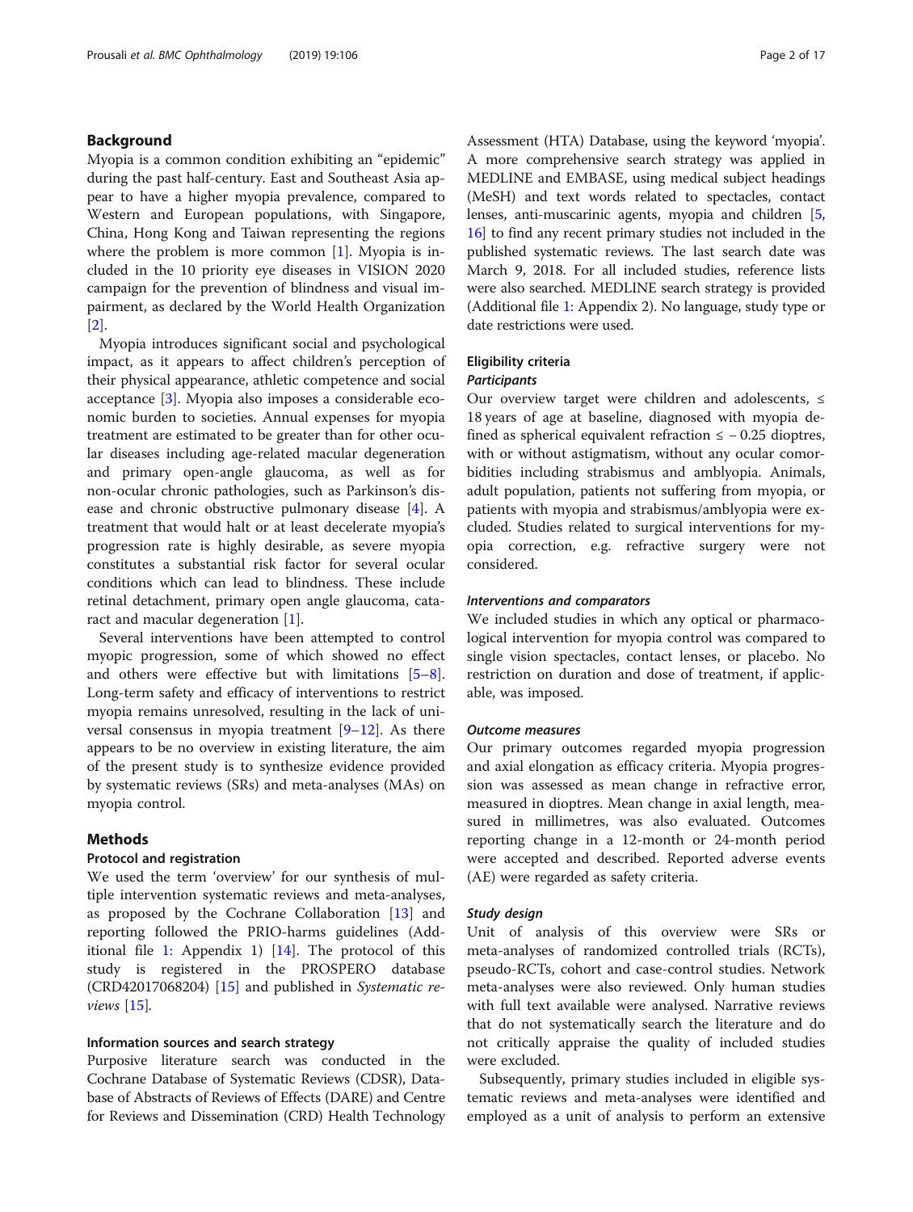## Background

Myopia is a common condition exhibiting an "epidemic" during the past half-century. East and Southeast Asia appear to have a higher myopia prevalence, compared to Western and European populations, with Singapore, China, Hong Kong and Taiwan representing the regions where the problem is more common [1]. Myopia is included in the 10 priority eye diseases in VISION 2020 campaign for the prevention of blindness and visual impairment, as declared by the World Health Organization [2].

Myopia introduces significant social and psychological impact, as it appears to affect children's perception of their physical appearance, athletic competence and social acceptance [3]. Myopia also imposes a considerable economic burden to societies. Annual expenses for myopia treatment are estimated to be greater than for other ocular diseases including age-related macular degeneration and primary open-angle glaucoma, as well as for non-ocular chronic pathologies, such as Parkinson's disease and chronic obstructive pulmonary disease [4]. A treatment that would halt or at least decelerate myopia's progression rate is highly desirable, as severe myopia constitutes a substantial risk factor for several ocular conditions which can lead to blindness. These include retinal detachment, primary open angle glaucoma, cataract and macular degeneration [1].

Several interventions have been attempted to control myopic progression, some of which showed no effect and others were effective but with limitations [5–8]. Long-term safety and efficacy of interventions to restrict myopia remains unresolved, resulting in the lack of universal consensus in myopia treatment [9–12]. As there appears to be no overview in existing literature, the aim of the present study is to synthesize evidence provided by systematic reviews (SRs) and meta-analyses (MAs) on myopia control.

## Methods

### Protocol and registration

We used the term 'overview' for our synthesis of multiple intervention systematic reviews and meta-analyses, as proposed by the Cochrane Collaboration [13] and reporting followed the PRIO-harms guidelines (Additional file 1: Appendix 1) [14]. The protocol of this study is registered in the PROSPERO database (CRD42017068204) [15] and published in *Systematic reviews* [15].

### Information sources and search strategy

Purposive literature search was conducted in the Cochrane Database of Systematic Reviews (CDSR), Database of Abstracts of Reviews of Effects (DARE) and Centre for Reviews and Dissemination (CRD) Health Technology Assessment (HTA) Database, using the keyword 'myopia'. A more comprehensive search strategy was applied in MEDLINE and EMBASE, using medical subject headings (MeSH) and text words related to spectacles, contact lenses, anti-muscarinic agents, myopia and children [5, 16] to find any recent primary studies not included in the published systematic reviews. The last search date was March 9, 2018. For all included studies, reference lists were also searched. MEDLINE search strategy is provided (Additional file 1: Appendix 2). No language, study type or date restrictions were used.

### Eligibility criteria

#### *Participants*

Our overview target were children and adolescents, ≤ 18 years of age at baseline, diagnosed with myopia defined as spherical equivalent refraction ≤ − 0.25 dioptres, with or without astigmatism, without any ocular comorbidities including strabismus and amblyopia. Animals, adult population, patients not suffering from myopia, or patients with myopia and strabismus/amblyopia were excluded. Studies related to surgical interventions for myopia correction, e.g. refractive surgery were not considered.

#### *Interventions and comparators*

We included studies in which any optical or pharmacological intervention for myopia control was compared to single vision spectacles, contact lenses, or placebo. No restriction on duration and dose of treatment, if applicable, was imposed.

#### *Outcome measures*

Our primary outcomes regarded myopia progression and axial elongation as efficacy criteria. Myopia progression was assessed as mean change in refractive error, measured in dioptres. Mean change in axial length, measured in millimetres, was also evaluated. Outcomes reporting change in a 12-month or 24-month period were accepted and described. Reported adverse events (AE) were regarded as safety criteria.

#### *Study design*

Unit of analysis of this overview were SRs or meta-analyses of randomized controlled trials (RCTs), pseudo-RCTs, cohort and case-control studies. Network meta-analyses were also reviewed. Only human studies with full text available were analysed. Narrative reviews that do not systematically search the literature and do not critically appraise the quality of included studies were excluded.

Subsequently, primary studies included in eligible systematic reviews and meta-analyses were identified and employed as a unit of analysis to perform an extensive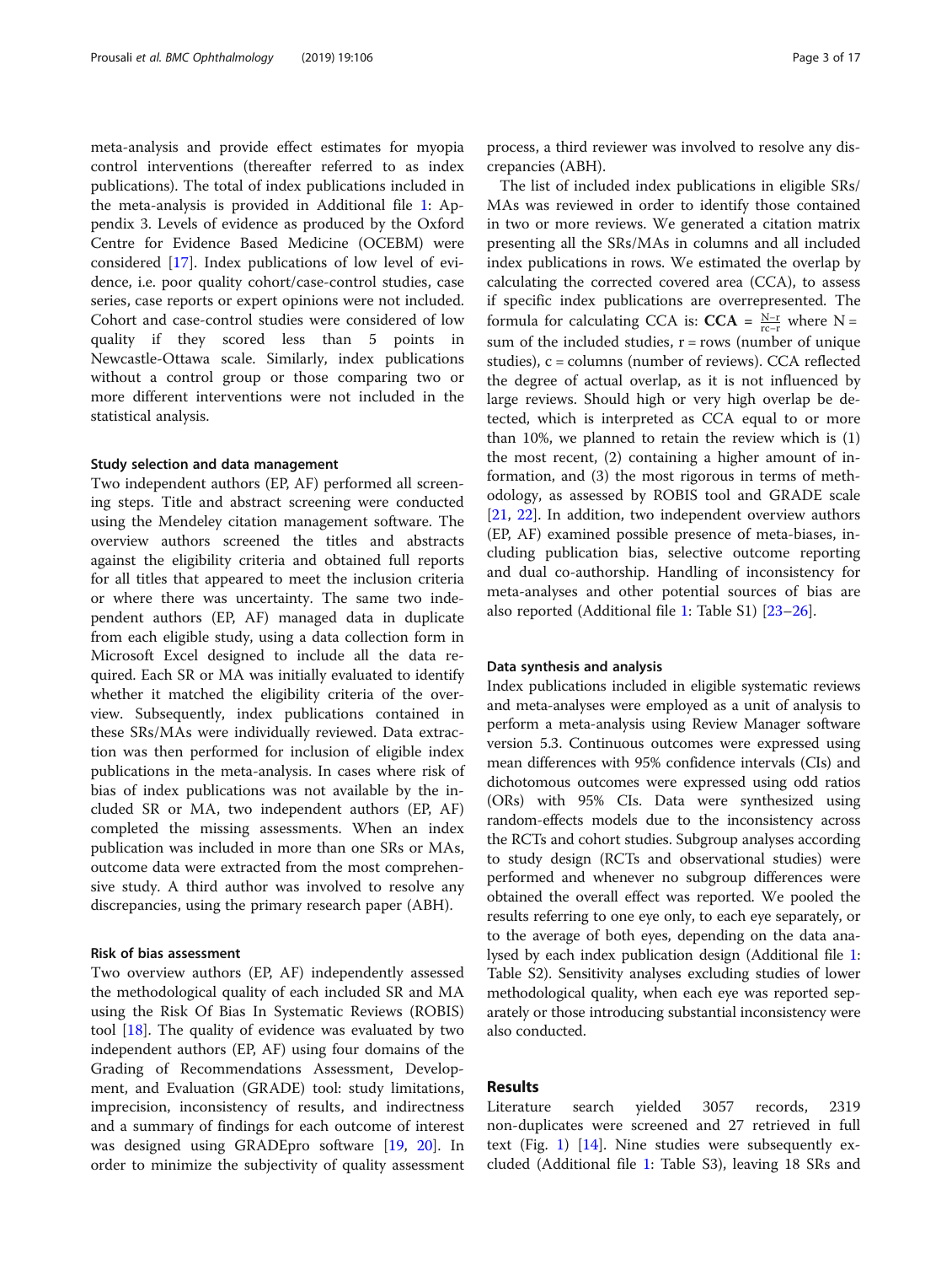meta-analysis and provide effect estimates for myopia control interventions (thereafter referred to as index publications). The total of index publications included in the meta-analysis is provided in Additional file 1: Appendix 3. Levels of evidence as produced by the Oxford Centre for Evidence Based Medicine (OCEBM) were considered [17]. Index publications of low level of evidence, i.e. poor quality cohort/case-control studies, case series, case reports or expert opinions were not included. Cohort and case-control studies were considered of low quality if they scored less than 5 points in Newcastle-Ottawa scale. Similarly, index publications without a control group or those comparing two or more different interventions were not included in the statistical analysis.

### Study selection and data management

Two independent authors (EP, AF) performed all screening steps. Title and abstract screening were conducted using the Mendeley citation management software. The overview authors screened the titles and abstracts against the eligibility criteria and obtained full reports for all titles that appeared to meet the inclusion criteria or where there was uncertainty. The same two independent authors (EP, AF) managed data in duplicate from each eligible study, using a data collection form in Microsoft Excel designed to include all the data required. Each SR or MA was initially evaluated to identify whether it matched the eligibility criteria of the overview. Subsequently, index publications contained in these SRs/MAs were individually reviewed. Data extraction was then performed for inclusion of eligible index publications in the meta-analysis. In cases where risk of bias of index publications was not available by the included SR or MA, two independent authors (EP, AF) completed the missing assessments. When an index publication was included in more than one SRs or MAs, outcome data were extracted from the most comprehensive study. A third author was involved to resolve any discrepancies, using the primary research paper (ABH).

### Risk of bias assessment

Two overview authors (EP, AF) independently assessed the methodological quality of each included SR and MA using the Risk Of Bias In Systematic Reviews (ROBIS) tool [18]. The quality of evidence was evaluated by two independent authors (EP, AF) using four domains of the Grading of Recommendations Assessment, Development, and Evaluation (GRADE) tool: study limitations, imprecision, inconsistency of results, and indirectness and a summary of findings for each outcome of interest was designed using GRADEpro software [19, 20]. In order to minimize the subjectivity of quality assessment process, a third reviewer was involved to resolve any discrepancies (ABH).

The list of included index publications in eligible SRs/MAs was reviewed in order to identify those contained in two or more reviews. We generated a citation matrix presenting all the SRs/MAs in columns and all included index publications in rows. We estimated the overlap by calculating the corrected covered area (CCA), to assess if specific index publications are overrepresented. The formula for calculating CCA is: **CCA** = $\frac{N-r}{rc-r}$ where N = sum of the included studies, r = rows (number of unique studies), c = columns (number of reviews). CCA reflected the degree of actual overlap, as it is not influenced by large reviews. Should high or very high overlap be detected, which is interpreted as CCA equal to or more than 10%, we planned to retain the review which is (1) the most recent, (2) containing a higher amount of information, and (3) the most rigorous in terms of methodology, as assessed by ROBIS tool and GRADE scale [21, 22]. In addition, two independent overview authors (EP, AF) examined possible presence of meta-biases, including publication bias, selective outcome reporting and dual co-authorship. Handling of inconsistency for meta-analyses and other potential sources of bias are also reported (Additional file 1: Table S1) [23–26].

### Data synthesis and analysis

Index publications included in eligible systematic reviews and meta-analyses were employed as a unit of analysis to perform a meta-analysis using Review Manager software version 5.3. Continuous outcomes were expressed using mean differences with 95% confidence intervals (CIs) and dichotomous outcomes were expressed using odd ratios (ORs) with 95% CIs. Data were synthesized using random-effects models due to the inconsistency across the RCTs and cohort studies. Subgroup analyses according to study design (RCTs and observational studies) were performed and whenever no subgroup differences were obtained the overall effect was reported. We pooled the results referring to one eye only, to each eye separately, or to the average of both eyes, depending on the data analysed by each index publication design (Additional file 1: Table S2). Sensitivity analyses excluding studies of lower methodological quality, when each eye was reported separately or those introducing substantial inconsistency were also conducted.

## Results

Literature search yielded 3057 records, 2319 non-duplicates were screened and 27 retrieved in full text (Fig. 1) [14]. Nine studies were subsequently excluded (Additional file 1: Table S3), leaving 18 SRs and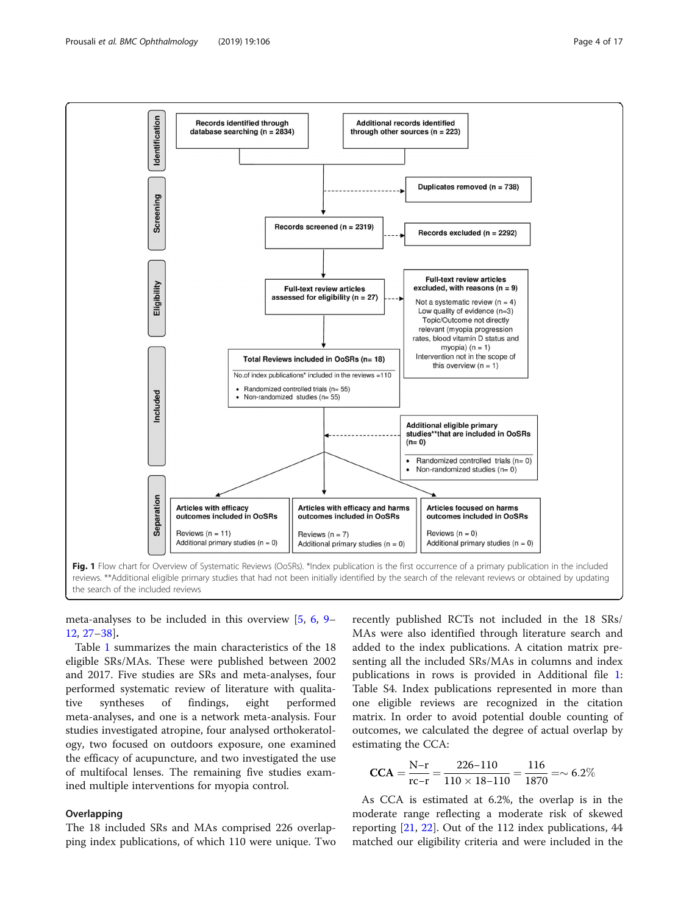**Identification**

- Records identified through database searching (n = 2834)
- Additional records identified through other sources (n = 223)

**Screening**

- Duplicates removed (n = 738)
- Records screened (n = 2319)
- Records excluded (n = 2292)

**Eligibility**

- Full-text review articles assessed for eligibility (n = 27)
- Full-text review articles excluded, with reasons (n = 9)
  - Not a systematic review (n = 4)
  - Low quality of evidence (n=3)
  - Topic/Outcome not directly relevant (myopia progression rates, blood vitamin D status and myopia) (n = 1)
  - Intervention not in the scope of this overview (n = 1)

**Included**

- Total Reviews included in OoSRs (n= 18)
  - No.of index publications* included in the reviews =110
    - Randomized controlled trials (n= 55)
    - Non-randomized studies (n= 55)
- Additional eligible primary studies**that are included in OoSRs (n= 0)
  - Randomized controlled trials (n= 0)
  - Non-randomized studies (n= 0)

**Separation**

- Articles with efficacy outcomes included in OoSRs
  - Reviews (n = 11)
  - Additional primary studies (n = 0)
- Articles with efficacy and harms outcomes included in OoSRs
  - Reviews (n = 7)
  - Additional primary studies (n = 0)
- Articles focused on harms outcomes included in OoSRs
  - Reviews (n = 0)
  - Additional primary studies (n = 0)

**Fig. 1** Flow chart for Overview of Systematic Reviews (OoSRs). *Index publication is the first occurrence of a primary publication in the included reviews. **Additional eligible primary studies that had not been initially identified by the search of the relevant reviews or obtained by updating the search of the included reviews

meta-analyses to be included in this overview [5, 6, 9–12, 27–38].

Table 1 summarizes the main characteristics of the 18 eligible SRs/MAs. These were published between 2002 and 2017. Five studies are SRs and meta-analyses, four performed systematic review of literature with qualitative syntheses of findings, eight performed meta-analyses, and one is a network meta-analysis. Four studies investigated atropine, four analysed orthokeratology, two focused on outdoors exposure, one examined the efficacy of acupuncture, and two investigated the use of multifocal lenses. The remaining five studies examined multiple interventions for myopia control.

### Overlapping

The 18 included SRs and MAs comprised 226 overlapping index publications, of which 110 were unique. Two recently published RCTs not included in the 18 SRs/MAs were also identified through literature search and added to the index publications. A citation matrix presenting all the included SRs/MAs in columns and index publications in rows is provided in Additional file 1: Table S4. Index publications represented in more than one eligible reviews are recognized in the citation matrix. In order to avoid potential double counting of outcomes, we calculated the degree of actual overlap by estimating the CCA:

$$\mathbf{CCA} = \frac{\text{N}-\text{r}}{\text{rc}-\text{r}} = \frac{226-110}{110 \times 18-110} = \frac{116}{1870} = \sim 6.2\%$$

As CCA is estimated at 6.2%, the overlap is in the moderate range reflecting a moderate risk of skewed reporting [21, 22]. Out of the 112 index publications, 44 matched our eligibility criteria and were included in the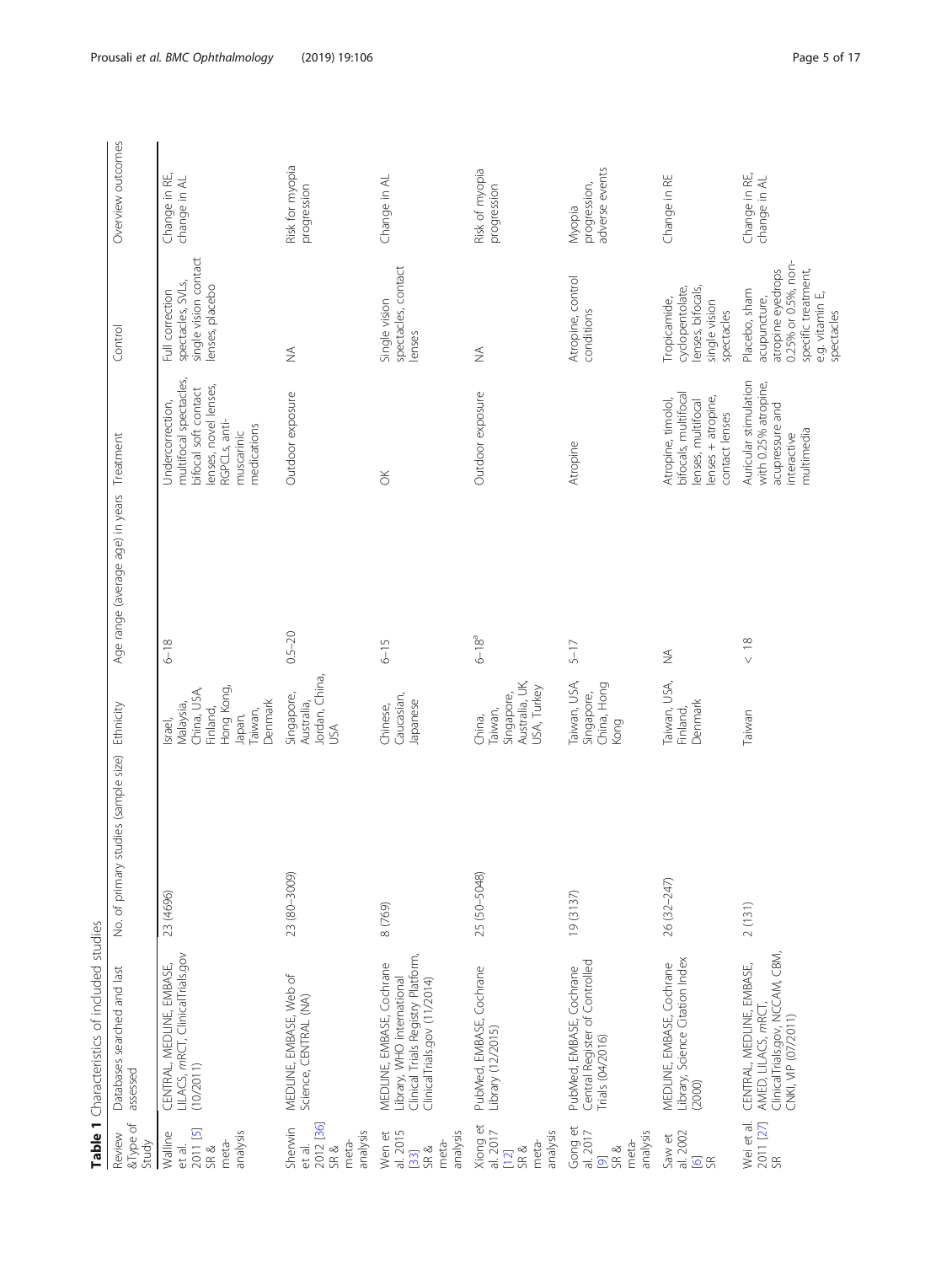**Table 1** Characteristics of included studies

| Review &Type of Study | Databases searched and last assessed | No. of primary studies (sample size) | Ethnicity | Age range (average age) in years | Treatment | Control | Overview outcomes |
|---|---|---|---|---|---|---|---|
| Walline et al. 2011 [5] SR & meta-analysis | CENTRAL, MEDLINE, EMBASE, LILACS, mRCT, ClinicalTrials.gov (10/2011) | 23 (4696) | Israel, Malaysia, China, USA, Finland, Hong Kong, Japan, Taiwan, Denmark | 6–18 | Undercorrection, multifocal spectacles, bifocal soft contact lenses, novel lenses, RGPCLs, anti-muscarinic medications | Full correction spectacles, SVLs, single vision contact lenses, placebo | Change in RE, change in AL |
| Sherwin et al. 2012 [36] SR & meta-analysis | MEDLINE, EMBASE, Web of Science, CENTRAL (NA) | 23 (80–3009) | Singapore, Australia, Jordan, China, USA | 0.5–20 | Outdoor exposure | NA | Risk for myopia progression |
| Wen et al. 2015 [33] SR & meta-analysis | MEDLINE, EMBASE, Cochrane Library, WHO International Clinical Trials Registry Platform, ClinicalTrials.gov (11/2014) | 8 (769) | Chinese, Caucasian, Japanese | 6–15 | OK | Single vision spectacles, contact lenses | Change in AL |
| Xiong et al. 2017 [12] SR & meta-analysis | PubMed, EMBASE, Cochrane Library (12/2015) | 25 (50–5048) | China, Taiwan, Singapore, Australia, UK, USA, Turkey | 6–18[a] | Outdoor exposure | NA | Risk of myopia progression |
| Gong et al. 2017 [9] SR & meta-analysis | PubMed, EMBASE, Cochrane Central Register of Controlled Trials (04/2016) | 19 (3137) | Taiwan, USA, Singapore, China, Hong Kong | 5–17 | Atropine | Atropine, control conditions | Myopia progression, adverse events |
| Saw et al. 2002 [6] SR | MEDLINE, EMBASE, Cochrane Library, Science Citation Index (2000) | 26 (32–247) | Taiwan, USA, Finland, Denmark | NA | Atropine, timolol, bifocals, multifocal lenses, multifocal lenses + atropine, contact lenses | Tropicamide, cyclopentolate, lenses, bifocals, single vision spectacles | Change in RE |
| Wei et al. 2011 [27] SR | CENTRAL, MEDLINE, EMBASE, AMED, LILACS, mRCT, ClinicalTrials.gov, NCCAM, CBM, CNKI, VIP (07/2011) | 2 (131) | Taiwan | < 18 | Auricular stimulation with 0.25% atropine, acupressure and interactive multimedia | Placebo, sham acupuncture, atropine eyedrops 0.25% or 0.5%, non-specific treatment, e.g. vitamin E, spectacles | Change in RE, change in AL |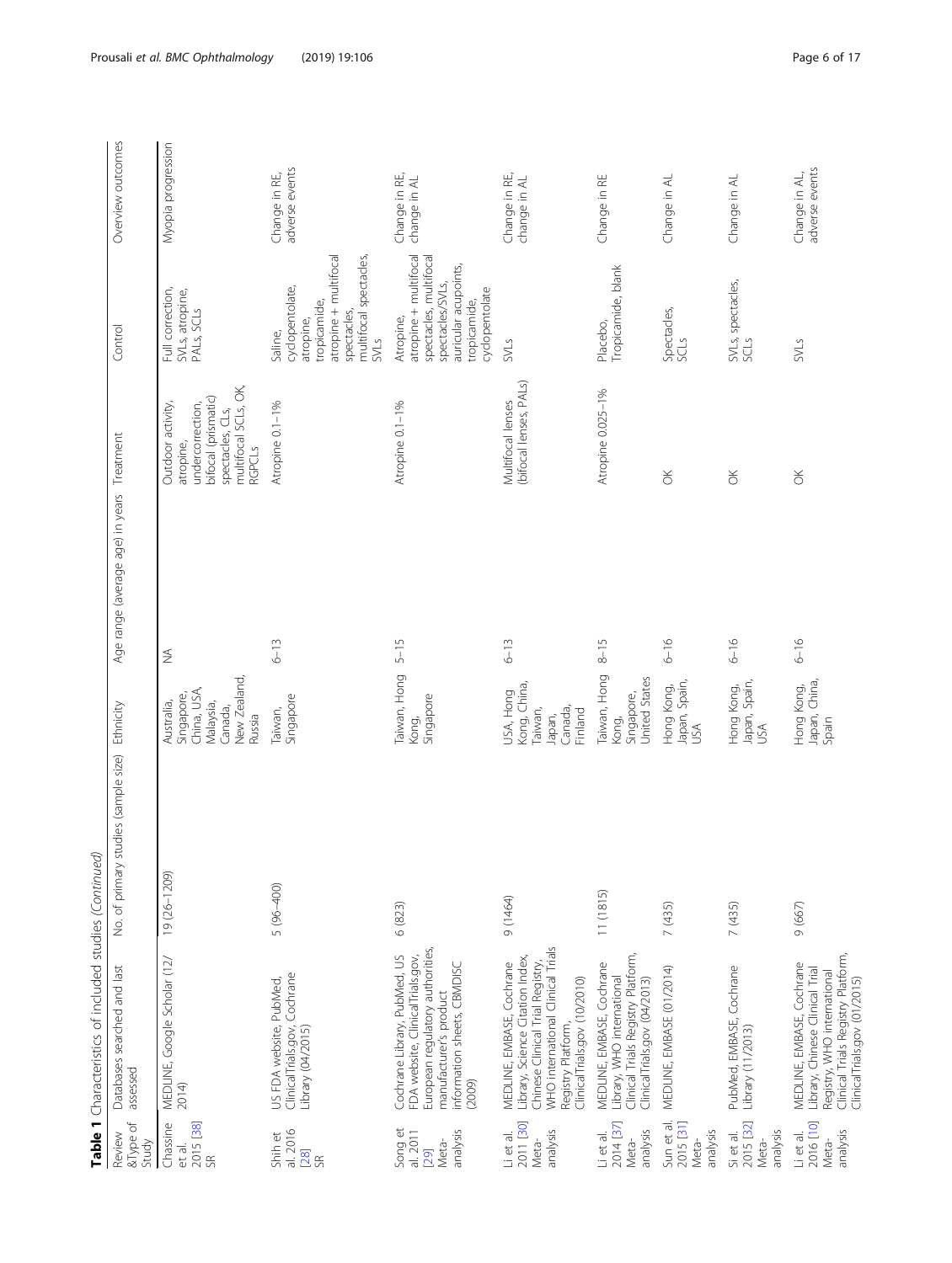**Table 1** Characteristics of included studies *(Continued)*

| Review &Type of Study | Databases searched and last assessed | No. of primary studies (sample size) | Ethnicity | Age range (average age) in years | Treatment | Control | Overview outcomes |
|---|---|---|---|---|---|---|---|
| Chassine et al. 2015 [38] SR | MEDLINE, Google Scholar (12/2014) | 19 (26–1209) | Australia, Singapore, China, USA, Malaysia, Canada, New Zealand, Russia | NA | Outdoor activity, atropine, undercorrection, bifocal (prismatic) spectacles, CLs, multifocal SCLs, OK, RGPCLs | Full correction, SVLs, atropine, PALs, SCLs | Myopia progression |
| Shih et al. 2016 [28] SR | US FDA website, PubMed, ClinicalTrials.gov, Cochrane Library (04/2015) | 5 (96–400) | Taiwan, Singapore | 6–13 | Atropine 0.1–1% | Saline, cyclopentolate, atropine, tropicamide, atropine + multifocal spectacles, multifocal spectacles, SVLs | Change in RE, adverse events |
| Song et al. 2011 [29] Meta-analysis | Cochrane Library, PubMed, US FDA website, ClinicalTrials.gov, European regulatory authorities, manufacturer's product information sheets, CBMDISC (2009) | 6 (823) | Taiwan, Hong Kong, Singapore | 5–15 | Atropine 0.1–1% | Atropine, atropine + multifocal spectacles, multifocal spectacles/SVLs, auricular acupoints, tropicamide, cyclopentolate | Change in RE, change in AL |
| Li et al. 2011 [30] Meta-analysis | MEDLINE, EMBASE, Cochrane Library, Science Citation Index, Chinese Clinical Trial Registry, WHO international Clinical Trials Registry Platform, ClinicalTrials.gov (10/2010) | 9 (1464) | USA, Hong Kong, China, Taiwan, Japan, Canada, Finland | 6–13 | Multifocal lenses (bifocal lenses, PALs) | SVLs | Change in RE, change in AL |
| Li et al. 2014 [37] Meta-analysis | MEDLINE, EMBASE, Cochrane Library, WHO international Clinical Trials Registry Platform, ClinicalTrials.gov (04/2013) | 11 (1815) | Taiwan, Hong Kong, Singapore, United States | 8–15 | Atropine 0.025–1% | Placebo, Tropicamide, blank | Change in RE |
| Sun et al. 2015 [31] Meta-analysis | MEDLINE, EMBASE (01/2014) | 7 (435) | Hong Kong, Japan, Spain, USA | 6–16 | OK | Spectacles, SCLs | Change in AL |
| Si et al. 2015 [32] Meta-analysis | PubMed, EMBASE, Cochrane Library (11/2013) | 7 (435) | Hong Kong, Japan, Spain, USA | 6–16 | OK | SVLs, spectacles, SCLs | Change in AL |
| Li et al. 2016 [10] Meta-analysis | MEDLINE, EMBASE, Cochrane Library, Chinese Clinical Trial Registry, WHO international Clinical Trials Registry Platform, ClinicalTrials.gov (01/2015) | 9 (667) | Hong Kong, Japan, China, Spain | 6–16 | OK | SVLs | Change in AL, adverse events |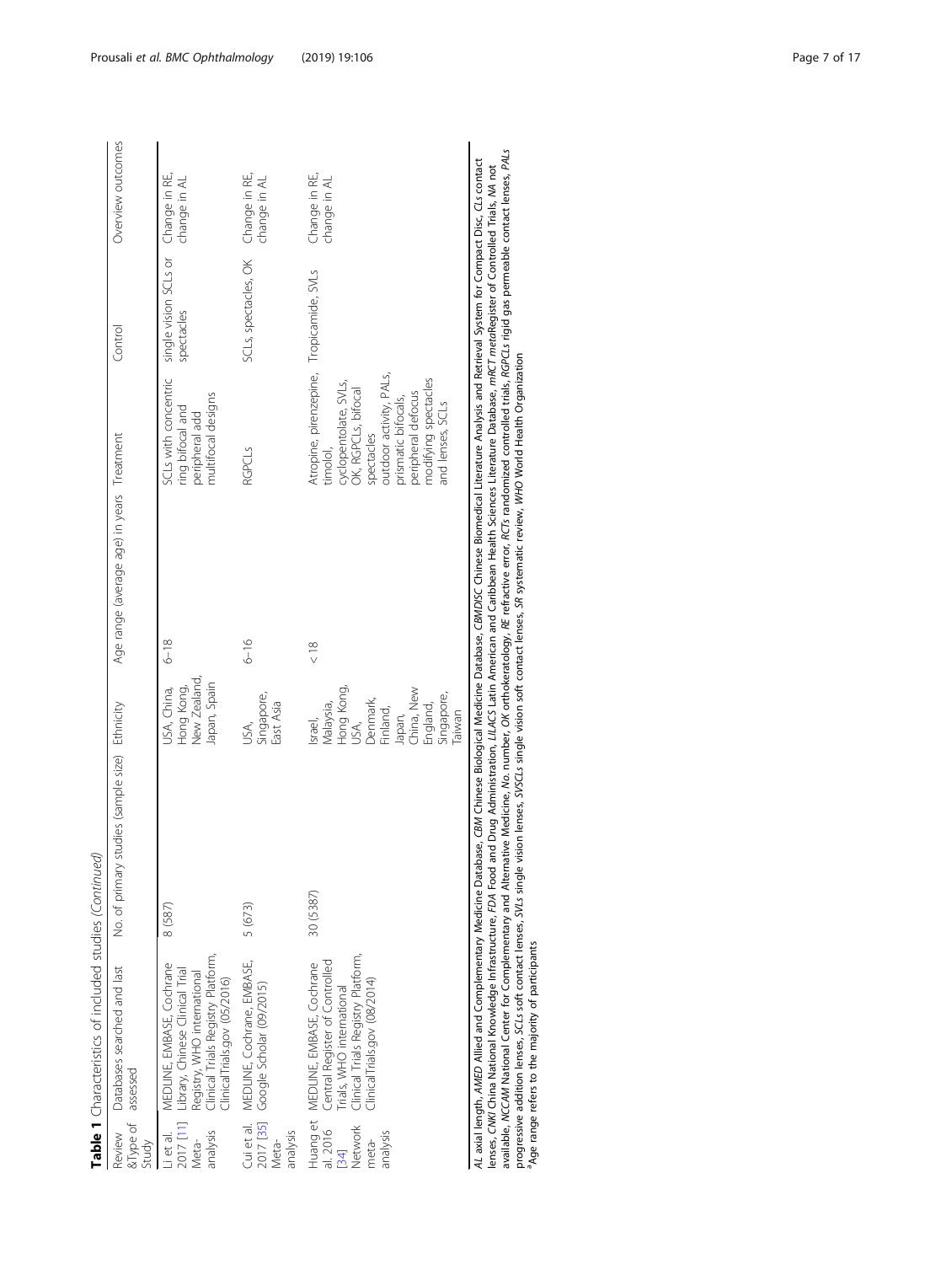**Table 1** Characteristics of included studies *(Continued)*

| Review &Type of Study | Databases searched and last assessed | No. of primary studies (sample size) | Ethnicity | Age range (average age) in years | Treatment | Control | Overview outcomes |
|---|---|---|---|---|---|---|---|
| Li et al. 2017 [11] Meta-analysis | MEDLINE, EMBASE, Cochrane Library, Chinese Clinical Trial Registry, WHO international Clinical Trials Registry Platform, ClinicalTrials.gov (05/2016) | 8 (587) | USA, China, Hong Kong, New Zealand, Japan, Spain | 6–18 | SCLs with concentric ring bifocal and peripheral add multifocal designs | single vision SCLs or spectacles | Change in RE, change in AL |
| Cui et al. 2017 [35] Meta-analysis | MEDLINE, Cochrane, EMBASE, Google Scholar (09/2015) | 5 (673) | USA, Singapore, East Asia | 6–16 | RGPCLs | SCLs, spectacles, OK | Change in RE, change in AL |
| Huang et al. 2016 [34] Network meta-analysis | MEDLINE, EMBASE, Cochrane Central Register of Controlled Trials, WHO international Clinical Trials Registry Platform, ClinicalTrials.gov (08/2014) | 30 (5387) | Israel, Malaysia, Hong Kong, USA, Denmark, Finland, Japan, China, New England, Singapore, Taiwan | < 18 | Atropine, pirenzepine, timolol, cyclopentolate, SVLs, OK, RGPCLs, bifocal spectacles outdoor activity, PALs, prismatic bifocals, peripheral defocus modifying spectacles and lenses, SCLs | Tropicamide, SVLs | Change in RE, change in AL |

*AL* axial length, *AMED* Allied and Complementary Medicine Database, *CBM* Chinese Biological Medicine Database, *CBMDISC* Chinese Biomedical Literature Analysis and Retrieval System for Compact Disc, *CLs* contact lenses, *CNKI* China National Knowledge Infrastructure, *FDA* Food and Drug Administration, *LILACS* Latin American and Caribbean Health Sciences Literature Database, *mRCT metaRegister* of Controlled Trials, *NA* not available, *NCCAM* National Center for Complementary and Alternative Medicine, *No.* number, *OK* orthokeratology, *RE* refractive error, *RCTs* randomized controlled trials, *RGPCLs* rigid gas permeable contact lenses, *PALs* progressive addition lenses, *SCLs* soft contact lenses, *SVLs* single vision lenses, *SVSCLs* single vision soft contact lenses, *SR* systematic review, *WHO* World Health Organization

[a]Age range refers to the majority of participants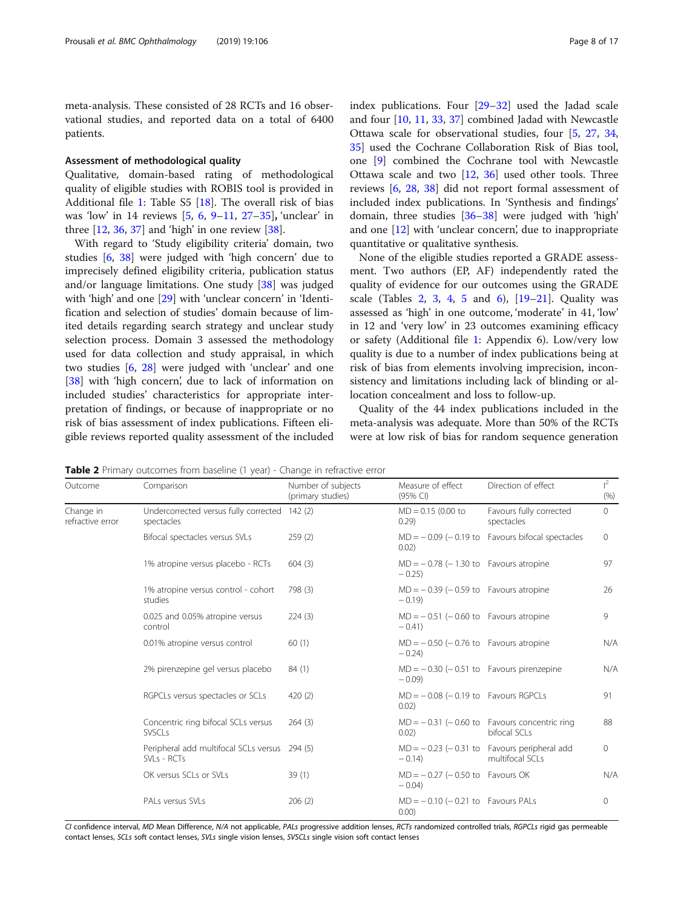meta-analysis. These consisted of 28 RCTs and 16 observational studies, and reported data on a total of 6400 patients.

#### Assessment of methodological quality

Qualitative, domain-based rating of methodological quality of eligible studies with ROBIS tool is provided in Additional file 1: Table S5 [18]. The overall risk of bias was 'low' in 14 reviews [5, 6, 9–11, 27–35], 'unclear' in three [12, 36, 37] and 'high' in one review [38].

With regard to 'Study eligibility criteria' domain, two studies [6, 38] were judged with 'high concern' due to imprecisely defined eligibility criteria, publication status and/or language limitations. One study [38] was judged with 'high' and one [29] with 'unclear concern' in 'Identification and selection of studies' domain because of limited details regarding search strategy and unclear study selection process. Domain 3 assessed the methodology used for data collection and study appraisal, in which two studies [6, 28] were judged with 'unclear' and one [38] with 'high concern', due to lack of information on included studies' characteristics for appropriate interpretation of findings, or because of inappropriate or no risk of bias assessment of index publications. Fifteen eligible reviews reported quality assessment of the included index publications. Four [29–32] used the Jadad scale and four [10, 11, 33, 37] combined Jadad with Newcastle Ottawa scale for observational studies, four [5, 27, 34, 35] used the Cochrane Collaboration Risk of Bias tool, one [9] combined the Cochrane tool with Newcastle Ottawa scale and two [12, 36] used other tools. Three reviews [6, 28, 38] did not report formal assessment of included index publications. In 'Synthesis and findings' domain, three studies [36–38] were judged with 'high' and one [12] with 'unclear concern', due to inappropriate quantitative or qualitative synthesis.

None of the eligible studies reported a GRADE assessment. Two authors (EP, AF) independently rated the quality of evidence for our outcomes using the GRADE scale (Tables 2, 3, 4, 5 and 6), [19–21]. Quality was assessed as 'high' in one outcome, 'moderate' in 41, 'low' in 12 and 'very low' in 23 outcomes examining efficacy or safety (Additional file 1: Appendix 6). Low/very low quality is due to a number of index publications being at risk of bias from elements involving imprecision, inconsistency and limitations including lack of blinding or allocation concealment and loss to follow-up.

Quality of the 44 index publications included in the meta-analysis was adequate. More than 50% of the RCTs were at low risk of bias for random sequence generation

**Table 2** Primary outcomes from baseline (1 year) - Change in refractive error

| Outcome | Comparison | Number of subjects (primary studies) | Measure of effect (95% CI) | Direction of effect | $I^2$ (%) |
|---|---|---|---|---|---|
| Change in refractive error | Undercorrected versus fully corrected spectacles | 142 (2) | MD = 0.15 (0.00 to 0.29) | Favours fully corrected spectacles | 0 |
| | Bifocal spectacles versus SVLs | 259 (2) | MD = − 0.09 (− 0.19 to 0.02) | Favours bifocal spectacles | 0 |
| | 1% atropine versus placebo - RCTs | 604 (3) | MD = − 0.78 (− 1.30 to − 0.25) | Favours atropine | 97 |
| | 1% atropine versus control - cohort studies | 798 (3) | MD = − 0.39 (− 0.59 to − 0.19) | Favours atropine | 26 |
| | 0.025 and 0.05% atropine versus control | 224 (3) | MD = − 0.51 (− 0.60 to − 0.41) | Favours atropine | 9 |
| | 0.01% atropine versus control | 60 (1) | MD = − 0.50 (− 0.76 to − 0.24) | Favours atropine | N/A |
| | 2% pirenzepine gel versus placebo | 84 (1) | MD = − 0.30 (− 0.51 to − 0.09) | Favours pirenzepine | N/A |
| | RGPCLs versus spectacles or SCLs | 420 (2) | MD = − 0.08 (− 0.19 to 0.02) | Favours RGPCLs | 91 |
| | Concentric ring bifocal SCLs versus SVSCLs | 264 (3) | MD = − 0.31 (− 0.60 to 0.02) | Favours concentric ring bifocal SCLs | 88 |
| | Peripheral add multifocal SCLs versus SVLs - RCTs | 294 (5) | MD = − 0.23 (− 0.31 to − 0.14) | Favours peripheral add multifocal SCLs | 0 |
| | OK versus SCLs or SVLs | 39 (1) | MD = − 0.27 (− 0.50 to − 0.04) | Favours OK | N/A |
| | PALs versus SVLs | 206 (2) | MD = − 0.10 (− 0.21 to 0.00) | Favours PALs | 0 |

*CI* confidence interval, *MD* Mean Difference, *N/A* not applicable, *PALs* progressive addition lenses, *RCTs* randomized controlled trials, *RGPCLs* rigid gas permeable contact lenses, *SCLs* soft contact lenses, *SVLs* single vision lenses, *SVSCLs* single vision soft contact lenses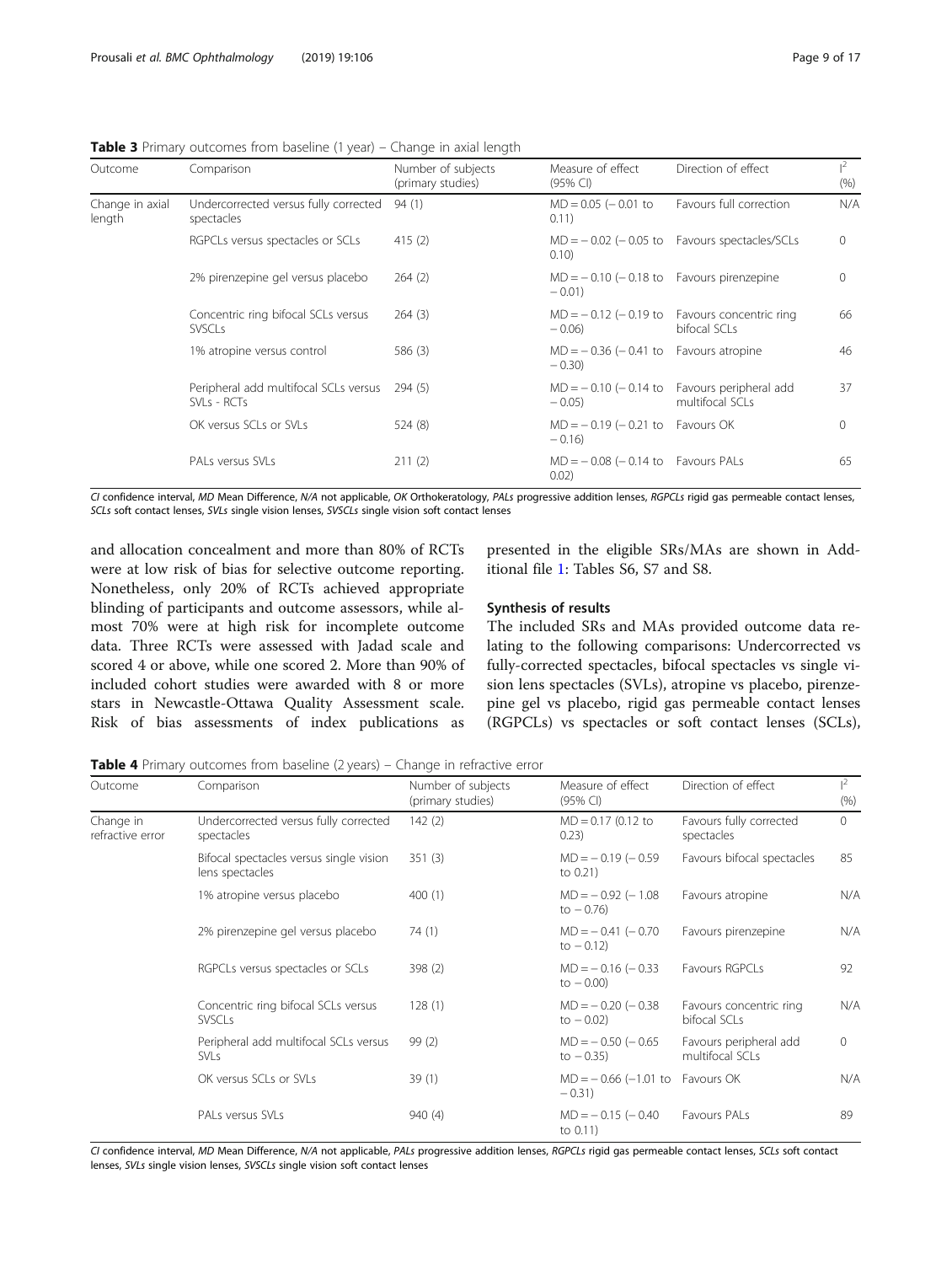**Table 3** Primary outcomes from baseline (1 year) – Change in axial length

| Outcome | Comparison | Number of subjects (primary studies) | Measure of effect (95% CI) | Direction of effect | $I^2$ (%) |
|---|---|---|---|---|---|
| Change in axial length | Undercorrected versus fully corrected spectacles | 94 (1) | MD = 0.05 (− 0.01 to 0.11) | Favours full correction | N/A |
| | RGPCLs versus spectacles or SCLs | 415 (2) | MD = − 0.02 (− 0.05 to 0.10) | Favours spectacles/SCLs | 0 |
| | 2% pirenzepine gel versus placebo | 264 (2) | MD = − 0.10 (− 0.18 to − 0.01) | Favours pirenzepine | 0 |
| | Concentric ring bifocal SCLs versus SVSCLs | 264 (3) | MD = − 0.12 (− 0.19 to − 0.06) | Favours concentric ring bifocal SCLs | 66 |
| | 1% atropine versus control | 586 (3) | MD = − 0.36 (− 0.41 to − 0.30) | Favours atropine | 46 |
| | Peripheral add multifocal SCLs versus SVLs - RCTs | 294 (5) | MD = − 0.10 (− 0.14 to − 0.05) | Favours peripheral add multifocal SCLs | 37 |
| | OK versus SCLs or SVLs | 524 (8) | MD = − 0.19 (− 0.21 to − 0.16) | Favours OK | 0 |
| | PALs versus SVLs | 211 (2) | MD = − 0.08 (− 0.14 to 0.02) | Favours PALs | 65 |

*CI* confidence interval, *MD* Mean Difference, *N/A* not applicable, *OK* Orthokeratology, *PALs* progressive addition lenses, *RGPCLs* rigid gas permeable contact lenses, *SCLs* soft contact lenses, *SVLs* single vision lenses, *SVSCLs* single vision soft contact lenses

and allocation concealment and more than 80% of RCTs were at low risk of bias for selective outcome reporting. Nonetheless, only 20% of RCTs achieved appropriate blinding of participants and outcome assessors, while almost 70% were at high risk for incomplete outcome data. Three RCTs were assessed with Jadad scale and scored 4 or above, while one scored 2. More than 90% of included cohort studies were awarded with 8 or more stars in Newcastle-Ottawa Quality Assessment scale. Risk of bias assessments of index publications as presented in the eligible SRs/MAs are shown in Additional file 1: Tables S6, S7 and S8.

### Synthesis of results

The included SRs and MAs provided outcome data relating to the following comparisons: Undercorrected vs fully-corrected spectacles, bifocal spectacles vs single vision lens spectacles (SVLs), atropine vs placebo, pirenzepine gel vs placebo, rigid gas permeable contact lenses (RGPCLs) vs spectacles or soft contact lenses (SCLs),

**Table 4** Primary outcomes from baseline (2 years) – Change in refractive error

| Outcome | Comparison | Number of subjects (primary studies) | Measure of effect (95% CI) | Direction of effect | $I^2$ (%) |
|---|---|---|---|---|---|
| Change in refractive error | Undercorrected versus fully corrected spectacles | 142 (2) | MD = 0.17 (0.12 to 0.23) | Favours fully corrected spectacles | 0 |
| | Bifocal spectacles versus single vision lens spectacles | 351 (3) | MD = − 0.19 (− 0.59 to 0.21) | Favours bifocal spectacles | 85 |
| | 1% atropine versus placebo | 400 (1) | MD = − 0.92 (− 1.08 to − 0.76) | Favours atropine | N/A |
| | 2% pirenzepine gel versus placebo | 74 (1) | MD = − 0.41 (− 0.70 to − 0.12) | Favours pirenzepine | N/A |
| | RGPCLs versus spectacles or SCLs | 398 (2) | MD = − 0.16 (− 0.33 to − 0.00) | Favours RGPCLs | 92 |
| | Concentric ring bifocal SCLs versus SVSCLs | 128 (1) | MD = − 0.20 (− 0.38 to − 0.02) | Favours concentric ring bifocal SCLs | N/A |
| | Peripheral add multifocal SCLs versus SVLs | 99 (2) | MD = − 0.50 (− 0.65 to − 0.35) | Favours peripheral add multifocal SCLs | 0 |
| | OK versus SCLs or SVLs | 39 (1) | MD = − 0.66 (−1.01 to − 0.31) | Favours OK | N/A |
| | PALs versus SVLs | 940 (4) | MD = − 0.15 (− 0.40 to 0.11) | Favours PALs | 89 |

*CI* confidence interval, *MD* Mean Difference, *N/A* not applicable, *PALs* progressive addition lenses, *RGPCLs* rigid gas permeable contact lenses, *SCLs* soft contact lenses, *SVLs* single vision lenses, *SVSCLs* single vision soft contact lenses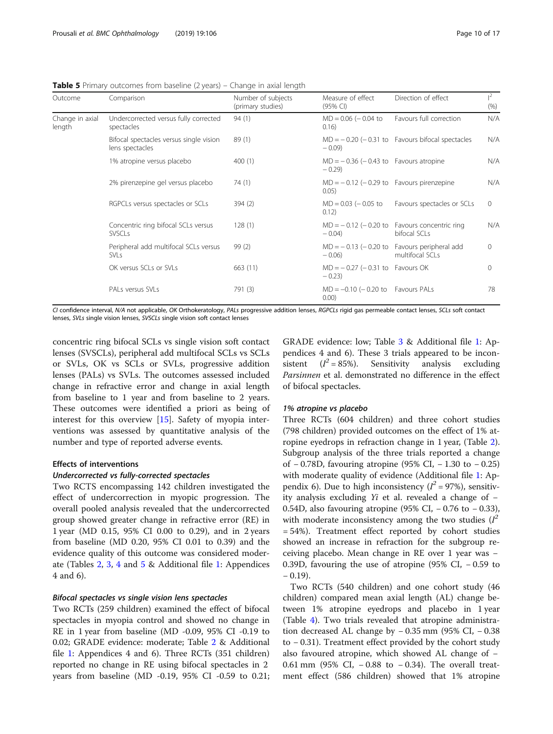**Table 5** Primary outcomes from baseline (2 years) – Change in axial length

| Outcome | Comparison | Number of subjects (primary studies) | Measure of effect (95% CI) | Direction of effect | $I^2$ (%) |
|---|---|---|---|---|---|
| Change in axial length | Undercorrected versus fully corrected spectacles | 94 (1) | MD = 0.06 (− 0.04 to 0.16) | Favours full correction | N/A |
| | Bifocal spectacles versus single vision lens spectacles | 89 (1) | MD = − 0.20 (− 0.31 to − 0.09) | Favours bifocal spectacles | N/A |
| | 1% atropine versus placebo | 400 (1) | MD = − 0.36 (− 0.43 to − 0.29) | Favours atropine | N/A |
| | 2% pirenzepine gel versus placebo | 74 (1) | MD = − 0.12 (− 0.29 to 0.05) | Favours pirenzepine | N/A |
| | RGPCLs versus spectacles or SCLs | 394 (2) | MD = 0.03 (− 0.05 to 0.12) | Favours spectacles or SCLs | 0 |
| | Concentric ring bifocal SCLs versus SVSCLs | 128 (1) | MD = − 0.12 (− 0.20 to − 0.04) | Favours concentric ring bifocal SCLs | N/A |
| | Peripheral add multifocal SCLs versus SVLs | 99 (2) | MD = − 0.13 (− 0.20 to − 0.06) | Favours peripheral add multifocal SCLs | 0 |
| | OK versus SCLs or SVLs | 663 (11) | MD = − 0.27 (− 0.31 to − 0.23) | Favours OK | 0 |
| | PALs versus SVLs | 791 (3) | MD = −0.10 (− 0.20 to 0.00) | Favours PALs | 78 |

*CI* confidence interval, *N/A* not applicable, *OK* Orthokeratology, *PALs* progressive addition lenses, *RGPCLs* rigid gas permeable contact lenses, *SCLs* soft contact lenses, *SVLs* single vision lenses, *SVSCLs* single vision soft contact lenses

concentric ring bifocal SCLs vs single vision soft contact lenses (SVSCLs), peripheral add multifocal SCLs vs SCLs or SVLs, OK vs SCLs or SVLs, progressive addition lenses (PALs) vs SVLs. The outcomes assessed included change in refractive error and change in axial length from baseline to 1 year and from baseline to 2 years. These outcomes were identified a priori as being of interest for this overview [15]. Safety of myopia interventions was assessed by quantitative analysis of the number and type of reported adverse events.

### Effects of interventions

#### *Undercorrected vs fully-corrected spectacles*

Two RCTS encompassing 142 children investigated the effect of undercorrection in myopic progression. The overall pooled analysis revealed that the undercorrected group showed greater change in refractive error (RE) in 1 year (MD 0.15, 95% CI 0.00 to 0.29), and in 2 years from baseline (MD 0.20, 95% CI 0.01 to 0.39) and the evidence quality of this outcome was considered moderate (Tables 2, 3, 4 and 5 & Additional file 1: Appendices 4 and 6).

#### *Bifocal spectacles vs single vision lens spectacles*

Two RCTs (259 children) examined the effect of bifocal spectacles in myopia control and showed no change in RE in 1 year from baseline (MD -0.09, 95% CI -0.19 to 0.02; GRADE evidence: moderate; Table 2 & Additional file 1: Appendices 4 and 6). Three RCTs (351 children) reported no change in RE using bifocal spectacles in 2 years from baseline (MD -0.19, 95% CI -0.59 to 0.21; GRADE evidence: low; Table 3 & Additional file 1: Appendices 4 and 6). These 3 trials appeared to be inconsistent ($I^2$ = 85%). Sensitivity analysis excluding *Parsinnen* et al. demonstrated no difference in the effect of bifocal spectacles.

#### *1% atropine vs placebo*

Three RCTs (604 children) and three cohort studies (798 children) provided outcomes on the effect of 1% atropine eyedrops in refraction change in 1 year, (Table 2). Subgroup analysis of the three trials reported a change of − 0.78D, favouring atropine (95% CI, − 1.30 to − 0.25) with moderate quality of evidence (Additional file 1: Appendix 6). Due to high inconsistency ($I^2$ = 97%), sensitivity analysis excluding *Yi* et al. revealed a change of − 0.54D, also favouring atropine (95% CI, − 0.76 to − 0.33), with moderate inconsistency among the two studies ($I^2$ = 54%). Treatment effect reported by cohort studies showed an increase in refraction for the subgroup receiving placebo. Mean change in RE over 1 year was − 0.39D, favouring the use of atropine (95% CI, − 0.59 to − 0.19).

Two RCTs (540 children) and one cohort study (46 children) compared mean axial length (AL) change between 1% atropine eyedrops and placebo in 1 year (Table 4). Two trials revealed that atropine administration decreased AL change by − 0.35 mm (95% CI, − 0.38 to − 0.31). Treatment effect provided by the cohort study also favoured atropine, which showed AL change of − 0.61 mm (95% CI, − 0.88 to − 0.34). The overall treatment effect (586 children) showed that 1% atropine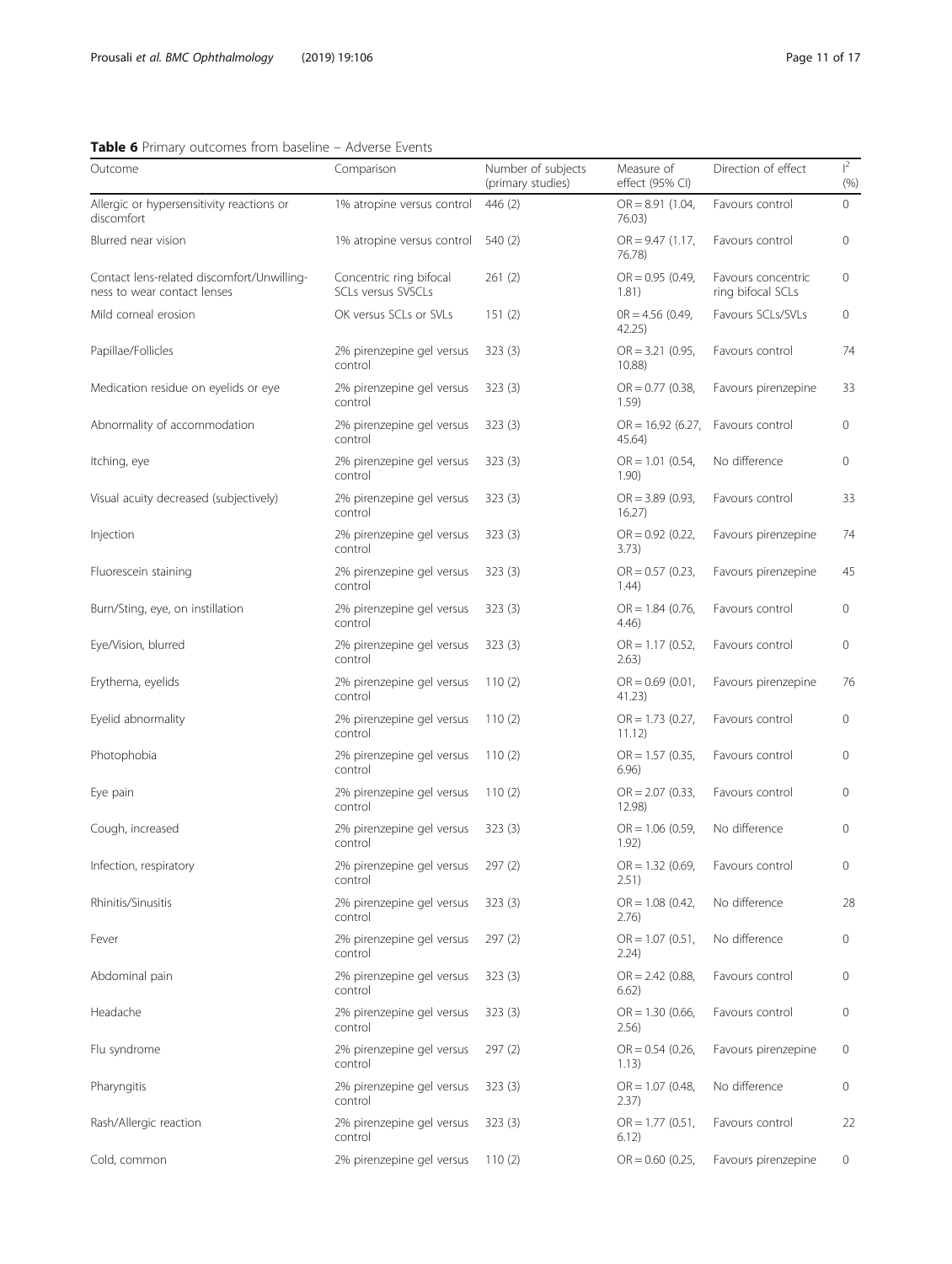**Table 6** Primary outcomes from baseline – Adverse Events

| Outcome | Comparison | Number of subjects (primary studies) | Measure of effect (95% CI) | Direction of effect | $I^2$ (%) |
|---|---|---|---|---|---|
| Allergic or hypersensitivity reactions or discomfort | 1% atropine versus control | 446 (2) | OR = 8.91 (1.04, 76.03) | Favours control | 0 |
| Blurred near vision | 1% atropine versus control | 540 (2) | OR = 9.47 (1.17, 76.78) | Favours control | 0 |
| Contact lens-related discomfort/Unwillingness to wear contact lenses | Concentric ring bifocal SCLs versus SVSCLs | 261 (2) | OR = 0.95 (0.49, 1.81) | Favours concentric ring bifocal SCLs | 0 |
| Mild corneal erosion | OK versus SCLs or SVLs | 151 (2) | 0R = 4.56 (0.49, 42.25) | Favours SCLs/SVLs | 0 |
| Papillae/Follicles | 2% pirenzepine gel versus control | 323 (3) | OR = 3.21 (0.95, 10.88) | Favours control | 74 |
| Medication residue on eyelids or eye | 2% pirenzepine gel versus control | 323 (3) | OR = 0.77 (0.38, 1.59) | Favours pirenzepine | 33 |
| Abnormality of accommodation | 2% pirenzepine gel versus control | 323 (3) | OR = 16.92 (6.27, 45.64) | Favours control | 0 |
| Itching, eye | 2% pirenzepine gel versus control | 323 (3) | OR = 1.01 (0.54, 1.90) | No difference | 0 |
| Visual acuity decreased (subjectively) | 2% pirenzepine gel versus control | 323 (3) | OR = 3.89 (0.93, 16.27) | Favours control | 33 |
| Injection | 2% pirenzepine gel versus control | 323 (3) | OR = 0.92 (0.22, 3.73) | Favours pirenzepine | 74 |
| Fluorescein staining | 2% pirenzepine gel versus control | 323 (3) | OR = 0.57 (0.23, 1.44) | Favours pirenzepine | 45 |
| Burn/Sting, eye, on instillation | 2% pirenzepine gel versus control | 323 (3) | OR = 1.84 (0.76, 4.46) | Favours control | 0 |
| Eye/Vision, blurred | 2% pirenzepine gel versus control | 323 (3) | OR = 1.17 (0.52, 2.63) | Favours control | 0 |
| Erythema, eyelids | 2% pirenzepine gel versus control | 110 (2) | OR = 0.69 (0.01, 41.23) | Favours pirenzepine | 76 |
| Eyelid abnormality | 2% pirenzepine gel versus control | 110 (2) | OR = 1.73 (0.27, 11.12) | Favours control | 0 |
| Photophobia | 2% pirenzepine gel versus control | 110 (2) | OR = 1.57 (0.35, 6.96) | Favours control | 0 |
| Eye pain | 2% pirenzepine gel versus control | 110 (2) | OR = 2.07 (0.33, 12.98) | Favours control | 0 |
| Cough, increased | 2% pirenzepine gel versus control | 323 (3) | OR = 1.06 (0.59, 1.92) | No difference | 0 |
| Infection, respiratory | 2% pirenzepine gel versus control | 297 (2) | OR = 1.32 (0.69, 2.51) | Favours control | 0 |
| Rhinitis/Sinusitis | 2% pirenzepine gel versus control | 323 (3) | OR = 1.08 (0.42, 2.76) | No difference | 28 |
| Fever | 2% pirenzepine gel versus control | 297 (2) | OR = 1.07 (0.51, 2.24) | No difference | 0 |
| Abdominal pain | 2% pirenzepine gel versus control | 323 (3) | OR = 2.42 (0.88, 6.62) | Favours control | 0 |
| Headache | 2% pirenzepine gel versus control | 323 (3) | OR = 1.30 (0.66, 2.56) | Favours control | 0 |
| Flu syndrome | 2% pirenzepine gel versus control | 297 (2) | OR = 0.54 (0.26, 1.13) | Favours pirenzepine | 0 |
| Pharyngitis | 2% pirenzepine gel versus control | 323 (3) | OR = 1.07 (0.48, 2.37) | No difference | 0 |
| Rash/Allergic reaction | 2% pirenzepine gel versus control | 323 (3) | OR = 1.77 (0.51, 6.12) | Favours control | 22 |
| Cold, common | 2% pirenzepine gel versus | 110 (2) | OR = 0.60 (0.25, | Favours pirenzepine | 0 |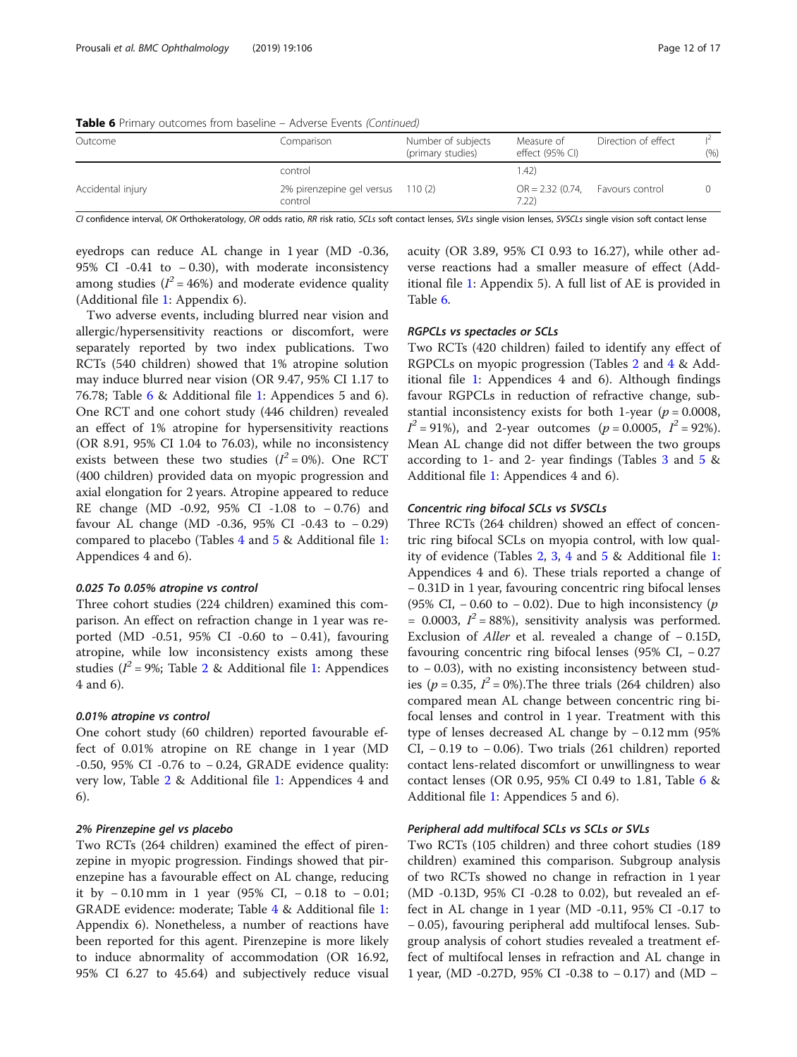**Table 6** Primary outcomes from baseline – Adverse Events *(Continued)*

| Outcome | Comparison | Number of subjects (primary studies) | Measure of effect (95% CI) | Direction of effect | $I^2$ (%) |
|---|---|---|---|---|---|
| | control | | 1.42) | | |
| Accidental injury | 2% pirenzepine gel versus control | 110 (2) | OR = 2.32 (0.74, 7.22) | Favours control | 0 |

*CI* confidence interval, *OK* Orthokeratology, *OR* odds ratio, *RR* risk ratio, *SCLs* soft contact lenses, *SVLs* single vision lenses, *SVSCLs* single vision soft contact lense

eyedrops can reduce AL change in 1 year (MD -0.36, 95% CI -0.41 to − 0.30), with moderate inconsistency among studies ($I^2$ = 46%) and moderate evidence quality (Additional file 1: Appendix 6).

Two adverse events, including blurred near vision and allergic/hypersensitivity reactions or discomfort, were separately reported by two index publications. Two RCTs (540 children) showed that 1% atropine solution may induce blurred near vision (OR 9.47, 95% CI 1.17 to 76.78; Table 6 & Additional file 1: Appendices 5 and 6). One RCT and one cohort study (446 children) revealed an effect of 1% atropine for hypersensitivity reactions (OR 8.91, 95% CI 1.04 to 76.03), while no inconsistency exists between these two studies ($I^2$ = 0%). One RCT (400 children) provided data on myopic progression and axial elongation for 2 years. Atropine appeared to reduce RE change (MD -0.92, 95% CI -1.08 to − 0.76) and favour AL change (MD -0.36, 95% CI -0.43 to − 0.29) compared to placebo (Tables 4 and 5 & Additional file 1: Appendices 4 and 6).

#### 0.025 To 0.05% atropine vs control

Three cohort studies (224 children) examined this comparison. An effect on refraction change in 1 year was reported (MD -0.51, 95% CI -0.60 to − 0.41), favouring atropine, while low inconsistency exists among these studies ($I^2$ = 9%; Table 2 & Additional file 1: Appendices 4 and 6).

#### 0.01% atropine vs control

One cohort study (60 children) reported favourable effect of 0.01% atropine on RE change in 1 year (MD -0.50, 95% CI -0.76 to − 0.24, GRADE evidence quality: very low, Table 2 & Additional file 1: Appendices 4 and 6).

#### 2% Pirenzepine gel vs placebo

Two RCTs (264 children) examined the effect of pirenzepine in myopic progression. Findings showed that pirenzepine has a favourable effect on AL change, reducing it by − 0.10 mm in 1 year (95% CI, − 0.18 to − 0.01; GRADE evidence: moderate; Table 4 & Additional file 1: Appendix 6). Nonetheless, a number of reactions have been reported for this agent. Pirenzepine is more likely to induce abnormality of accommodation (OR 16.92, 95% CI 6.27 to 45.64) and subjectively reduce visual acuity (OR 3.89, 95% CI 0.93 to 16.27), while other adverse reactions had a smaller measure of effect (Additional file 1: Appendix 5). A full list of AE is provided in Table 6.

#### RGPCLs vs spectacles or SCLs

Two RCTs (420 children) failed to identify any effect of RGPCLs on myopic progression (Tables 2 and 4 & Additional file 1: Appendices 4 and 6). Although findings favour RGPCLs in reduction of refractive change, substantial inconsistency exists for both 1-year ($p$ = 0.0008, $I^2$ = 91%), and 2-year outcomes ($p$ = 0.0005, $I^2$ = 92%). Mean AL change did not differ between the two groups according to 1- and 2- year findings (Tables 3 and 5 & Additional file 1: Appendices 4 and 6).

#### Concentric ring bifocal SCLs vs SVSCLs

Three RCTs (264 children) showed an effect of concentric ring bifocal SCLs on myopia control, with low quality of evidence (Tables 2, 3, 4 and 5 & Additional file 1: Appendices 4 and 6). These trials reported a change of − 0.31D in 1 year, favouring concentric ring bifocal lenses (95% CI, − 0.60 to − 0.02). Due to high inconsistency ($p$ = 0.0003, $I^2$ = 88%), sensitivity analysis was performed. Exclusion of *Aller* et al. revealed a change of − 0.15D, favouring concentric ring bifocal lenses (95% CI, − 0.27 to − 0.03), with no existing inconsistency between studies ($p$ = 0.35, $I^2$ = 0%).The three trials (264 children) also compared mean AL change between concentric ring bifocal lenses and control in 1 year. Treatment with this type of lenses decreased AL change by − 0.12 mm (95% CI, − 0.19 to − 0.06). Two trials (261 children) reported contact lens-related discomfort or unwillingness to wear contact lenses (OR 0.95, 95% CI 0.49 to 1.81, Table 6 & Additional file 1: Appendices 5 and 6).

#### Peripheral add multifocal SCLs vs SCLs or SVLs

Two RCTs (105 children) and three cohort studies (189 children) examined this comparison. Subgroup analysis of two RCTs showed no change in refraction in 1 year (MD -0.13D, 95% CI -0.28 to 0.02), but revealed an effect in AL change in 1 year (MD -0.11, 95% CI -0.17 to − 0.05), favouring peripheral add multifocal lenses. Subgroup analysis of cohort studies revealed a treatment effect of multifocal lenses in refraction and AL change in 1 year, (MD -0.27D, 95% CI -0.38 to − 0.17) and (MD −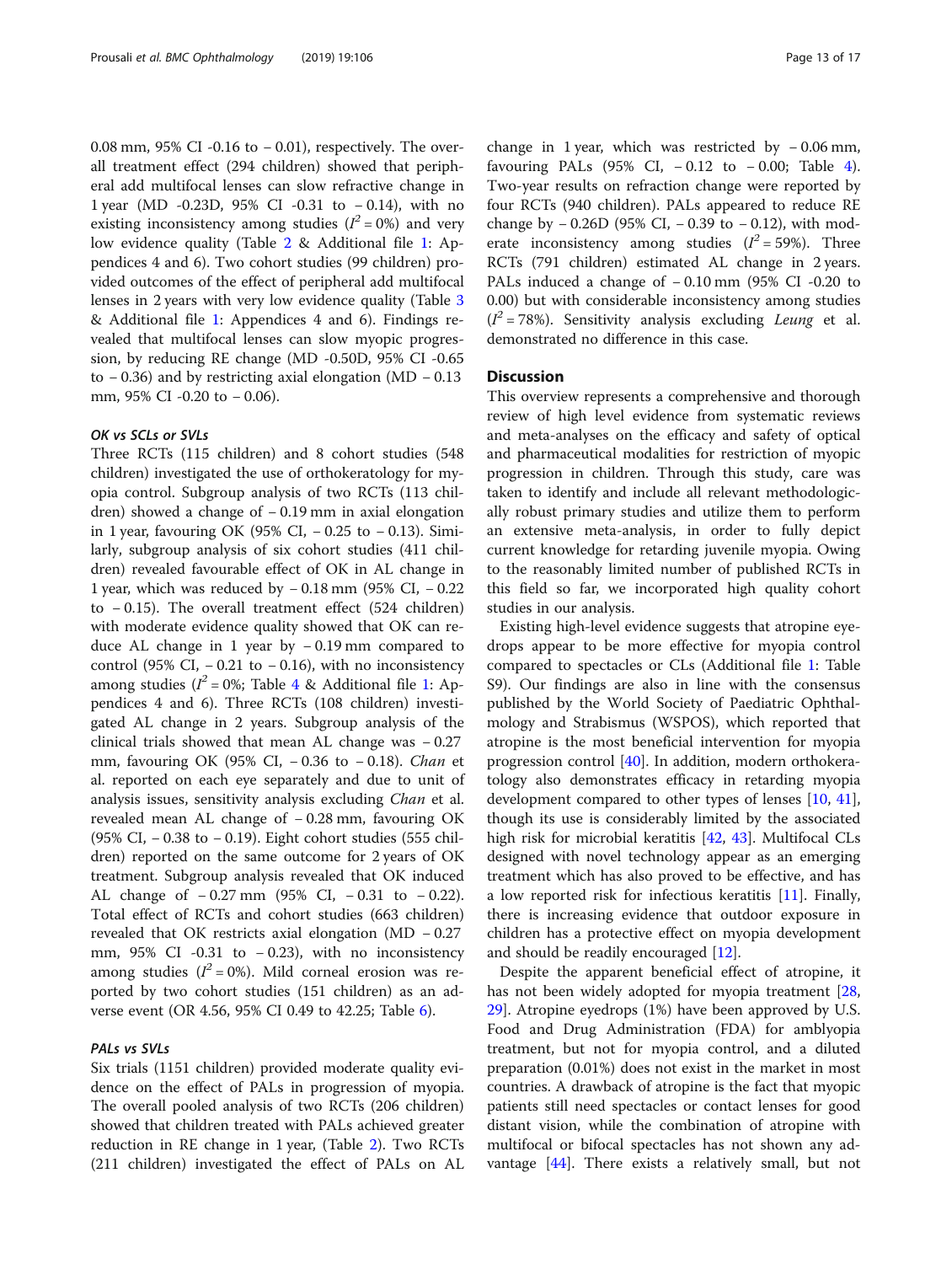0.08 mm, 95% CI -0.16 to − 0.01), respectively. The overall treatment effect (294 children) showed that peripheral add multifocal lenses can slow refractive change in 1 year (MD -0.23D, 95% CI -0.31 to − 0.14), with no existing inconsistency among studies ($I^2$ = 0%) and very low evidence quality (Table 2 & Additional file 1: Appendices 4 and 6). Two cohort studies (99 children) provided outcomes of the effect of peripheral add multifocal lenses in 2 years with very low evidence quality (Table 3 & Additional file 1: Appendices 4 and 6). Findings revealed that multifocal lenses can slow myopic progression, by reducing RE change (MD -0.50D, 95% CI -0.65 to − 0.36) and by restricting axial elongation (MD − 0.13 mm, 95% CI -0.20 to − 0.06).

#### OK vs SCLs or SVLs

Three RCTs (115 children) and 8 cohort studies (548 children) investigated the use of orthokeratology for myopia control. Subgroup analysis of two RCTs (113 children) showed a change of − 0.19 mm in axial elongation in 1 year, favouring OK (95% CI, − 0.25 to − 0.13). Similarly, subgroup analysis of six cohort studies (411 children) revealed favourable effect of OK in AL change in 1 year, which was reduced by − 0.18 mm (95% CI, − 0.22 to − 0.15). The overall treatment effect (524 children) with moderate evidence quality showed that OK can reduce AL change in 1 year by − 0.19 mm compared to control (95% CI, − 0.21 to − 0.16), with no inconsistency among studies ($I^2$ = 0%; Table 4 & Additional file 1: Appendices 4 and 6). Three RCTs (108 children) investigated AL change in 2 years. Subgroup analysis of the clinical trials showed that mean AL change was − 0.27 mm, favouring OK (95% CI, − 0.36 to − 0.18). *Chan* et al. reported on each eye separately and due to unit of analysis issues, sensitivity analysis excluding *Chan* et al. revealed mean AL change of − 0.28 mm, favouring OK (95% CI, − 0.38 to − 0.19). Eight cohort studies (555 children) reported on the same outcome for 2 years of OK treatment. Subgroup analysis revealed that OK induced AL change of − 0.27 mm (95% CI, − 0.31 to − 0.22). Total effect of RCTs and cohort studies (663 children) revealed that OK restricts axial elongation (MD − 0.27 mm, 95% CI -0.31 to − 0.23), with no inconsistency among studies ($I^2$ = 0%). Mild corneal erosion was reported by two cohort studies (151 children) as an adverse event (OR 4.56, 95% CI 0.49 to 42.25; Table 6).

#### PALs vs SVLs

Six trials (1151 children) provided moderate quality evidence on the effect of PALs in progression of myopia. The overall pooled analysis of two RCTs (206 children) showed that children treated with PALs achieved greater reduction in RE change in 1 year, (Table 2). Two RCTs (211 children) investigated the effect of PALs on AL change in 1 year, which was restricted by − 0.06 mm, favouring PALs (95% CI, − 0.12 to − 0.00; Table 4). Two-year results on refraction change were reported by four RCTs (940 children). PALs appeared to reduce RE change by − 0.26D (95% CI, − 0.39 to − 0.12), with moderate inconsistency among studies ($I^2$ = 59%). Three RCTs (791 children) estimated AL change in 2 years. PALs induced a change of − 0.10 mm (95% CI -0.20 to 0.00) but with considerable inconsistency among studies ($I^2$ = 78%). Sensitivity analysis excluding *Leung* et al. demonstrated no difference in this case.

## Discussion

This overview represents a comprehensive and thorough review of high level evidence from systematic reviews and meta-analyses on the efficacy and safety of optical and pharmaceutical modalities for restriction of myopic progression in children. Through this study, care was taken to identify and include all relevant methodologically robust primary studies and utilize them to perform an extensive meta-analysis, in order to fully depict current knowledge for retarding juvenile myopia. Owing to the reasonably limited number of published RCTs in this field so far, we incorporated high quality cohort studies in our analysis.

Existing high-level evidence suggests that atropine eyedrops appear to be more effective for myopia control compared to spectacles or CLs (Additional file 1: Table S9). Our findings are also in line with the consensus published by the World Society of Paediatric Ophthalmology and Strabismus (WSPOS), which reported that atropine is the most beneficial intervention for myopia progression control [40]. In addition, modern orthokeratology also demonstrates efficacy in retarding myopia development compared to other types of lenses [10, 41], though its use is considerably limited by the associated high risk for microbial keratitis [42, 43]. Multifocal CLs designed with novel technology appear as an emerging treatment which has also proved to be effective, and has a low reported risk for infectious keratitis [11]. Finally, there is increasing evidence that outdoor exposure in children has a protective effect on myopia development and should be readily encouraged [12].

Despite the apparent beneficial effect of atropine, it has not been widely adopted for myopia treatment [28, 29]. Atropine eyedrops (1%) have been approved by U.S. Food and Drug Administration (FDA) for amblyopia treatment, but not for myopia control, and a diluted preparation (0.01%) does not exist in the market in most countries. A drawback of atropine is the fact that myopic patients still need spectacles or contact lenses for good distant vision, while the combination of atropine with multifocal or bifocal spectacles has not shown any advantage [44]. There exists a relatively small, but not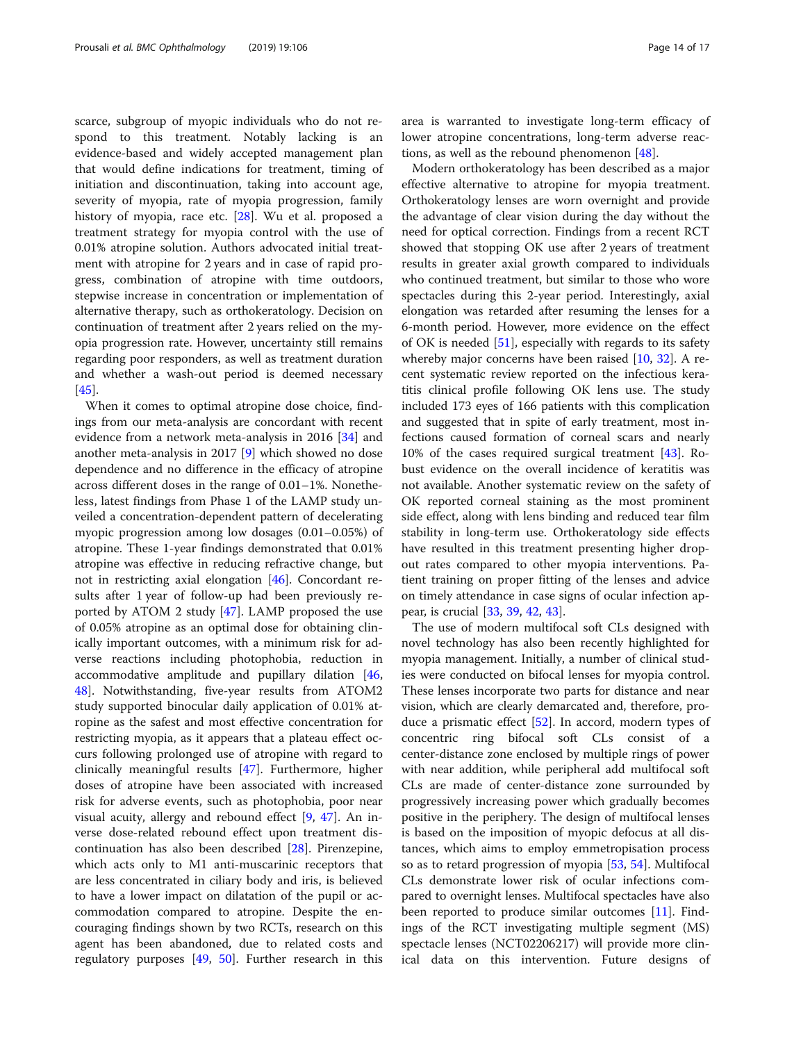scarce, subgroup of myopic individuals who do not respond to this treatment. Notably lacking is an evidence-based and widely accepted management plan that would define indications for treatment, timing of initiation and discontinuation, taking into account age, severity of myopia, rate of myopia progression, family history of myopia, race etc. [28]. Wu et al. proposed a treatment strategy for myopia control with the use of 0.01% atropine solution. Authors advocated initial treatment with atropine for 2 years and in case of rapid progress, combination of atropine with time outdoors, stepwise increase in concentration or implementation of alternative therapy, such as orthokeratology. Decision on continuation of treatment after 2 years relied on the myopia progression rate. However, uncertainty still remains regarding poor responders, as well as treatment duration and whether a wash-out period is deemed necessary [45].

When it comes to optimal atropine dose choice, findings from our meta-analysis are concordant with recent evidence from a network meta-analysis in 2016 [34] and another meta-analysis in 2017 [9] which showed no dose dependence and no difference in the efficacy of atropine across different doses in the range of 0.01–1%. Nonetheless, latest findings from Phase 1 of the LAMP study unveiled a concentration-dependent pattern of decelerating myopic progression among low dosages (0.01–0.05%) of atropine. These 1-year findings demonstrated that 0.01% atropine was effective in reducing refractive change, but not in restricting axial elongation [46]. Concordant results after 1 year of follow-up had been previously reported by ATOM 2 study [47]. LAMP proposed the use of 0.05% atropine as an optimal dose for obtaining clinically important outcomes, with a minimum risk for adverse reactions including photophobia, reduction in accommodative amplitude and pupillary dilation [46, 48]. Notwithstanding, five-year results from ATOM2 study supported binocular daily application of 0.01% atropine as the safest and most effective concentration for restricting myopia, as it appears that a plateau effect occurs following prolonged use of atropine with regard to clinically meaningful results [47]. Furthermore, higher doses of atropine have been associated with increased risk for adverse events, such as photophobia, poor near visual acuity, allergy and rebound effect [9, 47]. An inverse dose-related rebound effect upon treatment discontinuation has also been described [28]. Pirenzepine, which acts only to M1 anti-muscarinic receptors that are less concentrated in ciliary body and iris, is believed to have a lower impact on dilatation of the pupil or accommodation compared to atropine. Despite the encouraging findings shown by two RCTs, research on this agent has been abandoned, due to related costs and regulatory purposes [49, 50]. Further research in this area is warranted to investigate long-term efficacy of lower atropine concentrations, long-term adverse reactions, as well as the rebound phenomenon [48].

Modern orthokeratology has been described as a major effective alternative to atropine for myopia treatment. Orthokeratology lenses are worn overnight and provide the advantage of clear vision during the day without the need for optical correction. Findings from a recent RCT showed that stopping OK use after 2 years of treatment results in greater axial growth compared to individuals who continued treatment, but similar to those who wore spectacles during this 2-year period. Interestingly, axial elongation was retarded after resuming the lenses for a 6-month period. However, more evidence on the effect of OK is needed [51], especially with regards to its safety whereby major concerns have been raised [10, 32]. A recent systematic review reported on the infectious keratitis clinical profile following OK lens use. The study included 173 eyes of 166 patients with this complication and suggested that in spite of early treatment, most infections caused formation of corneal scars and nearly 10% of the cases required surgical treatment [43]. Robust evidence on the overall incidence of keratitis was not available. Another systematic review on the safety of OK reported corneal staining as the most prominent side effect, along with lens binding and reduced tear film stability in long-term use. Orthokeratology side effects have resulted in this treatment presenting higher dropout rates compared to other myopia interventions. Patient training on proper fitting of the lenses and advice on timely attendance in case signs of ocular infection appear, is crucial [33, 39, 42, 43].

The use of modern multifocal soft CLs designed with novel technology has also been recently highlighted for myopia management. Initially, a number of clinical studies were conducted on bifocal lenses for myopia control. These lenses incorporate two parts for distance and near vision, which are clearly demarcated and, therefore, produce a prismatic effect [52]. In accord, modern types of concentric ring bifocal soft CLs consist of a center-distance zone enclosed by multiple rings of power with near addition, while peripheral add multifocal soft CLs are made of center-distance zone surrounded by progressively increasing power which gradually becomes positive in the periphery. The design of multifocal lenses is based on the imposition of myopic defocus at all distances, which aims to employ emmetropisation process so as to retard progression of myopia [53, 54]. Multifocal CLs demonstrate lower risk of ocular infections compared to overnight lenses. Multifocal spectacles have also been reported to produce similar outcomes [11]. Findings of the RCT investigating multiple segment (MS) spectacle lenses (NCT02206217) will provide more clinical data on this intervention. Future designs of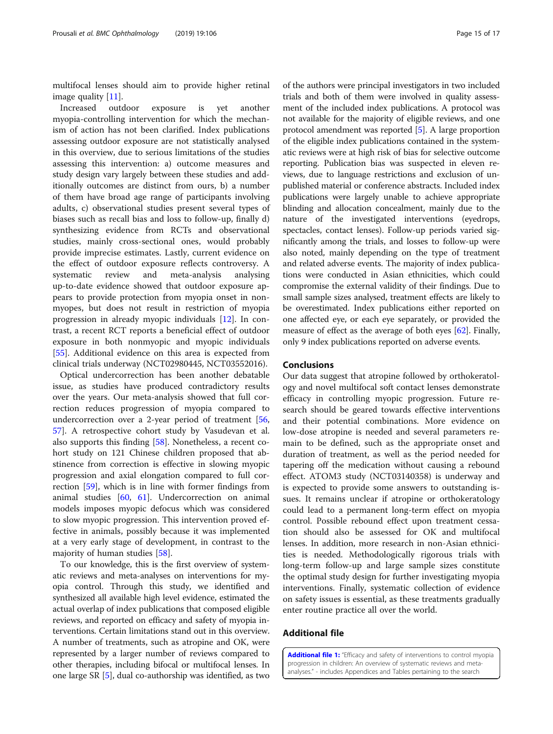multifocal lenses should aim to provide higher retinal image quality [11].

Increased outdoor exposure is yet another myopia-controlling intervention for which the mechanism of action has not been clarified. Index publications assessing outdoor exposure are not statistically analysed in this overview, due to serious limitations of the studies assessing this intervention: a) outcome measures and study design vary largely between these studies and additionally outcomes are distinct from ours, b) a number of them have broad age range of participants involving adults, c) observational studies present several types of biases such as recall bias and loss to follow-up, finally d) synthesizing evidence from RCTs and observational studies, mainly cross-sectional ones, would probably provide imprecise estimates. Lastly, current evidence on the effect of outdoor exposure reflects controversy. A systematic review and meta-analysis analysing up-to-date evidence showed that outdoor exposure appears to provide protection from myopia onset in nonmyopes, but does not result in restriction of myopia progression in already myopic individuals [12]. In contrast, a recent RCT reports a beneficial effect of outdoor exposure in both nonmyopic and myopic individuals [55]. Additional evidence on this area is expected from clinical trials underway (NCT02980445, NCT03552016).

Optical undercorrection has been another debatable issue, as studies have produced contradictory results over the years. Our meta-analysis showed that full correction reduces progression of myopia compared to undercorrection over a 2-year period of treatment [56, 57]. A retrospective cohort study by Vasudevan et al. also supports this finding [58]. Nonetheless, a recent cohort study on 121 Chinese children proposed that abstinence from correction is effective in slowing myopic progression and axial elongation compared to full correction [59], which is in line with former findings from animal studies [60, 61]. Undercorrection on animal models imposes myopic defocus which was considered to slow myopic progression. This intervention proved effective in animals, possibly because it was implemented at a very early stage of development, in contrast to the majority of human studies [58].

To our knowledge, this is the first overview of systematic reviews and meta-analyses on interventions for myopia control. Through this study, we identified and synthesized all available high level evidence, estimated the actual overlap of index publications that composed eligible reviews, and reported on efficacy and safety of myopia interventions. Certain limitations stand out in this overview. A number of treatments, such as atropine and OK, were represented by a larger number of reviews compared to other therapies, including bifocal or multifocal lenses. In one large SR [5], dual co-authorship was identified, as two of the authors were principal investigators in two included trials and both of them were involved in quality assessment of the included index publications. A protocol was not available for the majority of eligible reviews, and one protocol amendment was reported [5]. A large proportion of the eligible index publications contained in the systematic reviews were at high risk of bias for selective outcome reporting. Publication bias was suspected in eleven reviews, due to language restrictions and exclusion of unpublished material or conference abstracts. Included index publications were largely unable to achieve appropriate blinding and allocation concealment, mainly due to the nature of the investigated interventions (eyedrops, spectacles, contact lenses). Follow-up periods varied significantly among the trials, and losses to follow-up were also noted, mainly depending on the type of treatment and related adverse events. The majority of index publications were conducted in Asian ethnicities, which could compromise the external validity of their findings. Due to small sample sizes analysed, treatment effects are likely to be overestimated. Index publications either reported on one affected eye, or each eye separately, or provided the measure of effect as the average of both eyes [62]. Finally, only 9 index publications reported on adverse events.

## Conclusions

Our data suggest that atropine followed by orthokeratology and novel multifocal soft contact lenses demonstrate efficacy in controlling myopic progression. Future research should be geared towards effective interventions and their potential combinations. More evidence on low-dose atropine is needed and several parameters remain to be defined, such as the appropriate onset and duration of treatment, as well as the period needed for tapering off the medication without causing a rebound effect. ATOM3 study (NCT03140358) is underway and is expected to provide some answers to outstanding issues. It remains unclear if atropine or orthokeratology could lead to a permanent long-term effect on myopia control. Possible rebound effect upon treatment cessation should also be assessed for OK and multifocal lenses. In addition, more research in non-Asian ethnicities is needed. Methodologically rigorous trials with long-term follow-up and large sample sizes constitute the optimal study design for further investigating myopia interventions. Finally, systematic collection of evidence on safety issues is essential, as these treatments gradually enter routine practice all over the world.

## Additional file

**Additional file 1:** "Efficacy and safety of interventions to control myopia progression in children: An overview of systematic reviews and meta-analyses." - includes Appendices and Tables pertaining to the search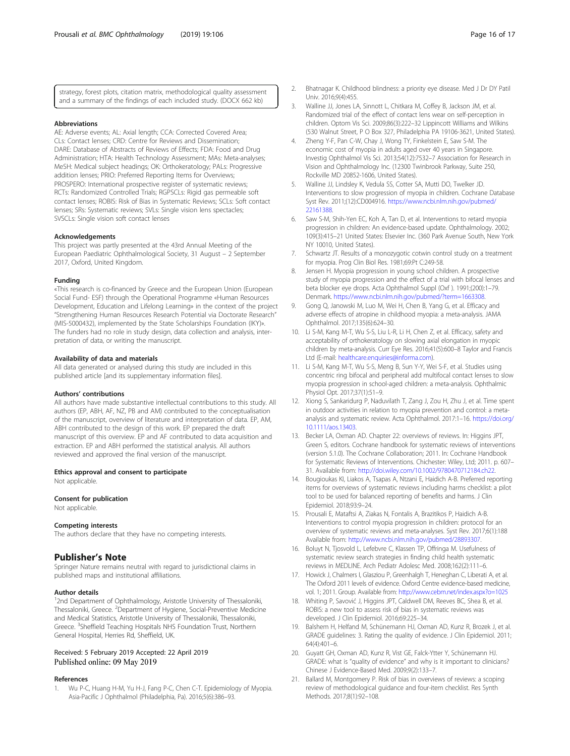strategy, forest plots, citation matrix, methodological quality assessment and a summary of the findings of each included study. (DOCX 662 kb)

### Abbreviations

AE: Adverse events; AL: Axial length; CCA: Corrected Covered Area; CLs: Contact lenses; CRD: Centre for Reviews and Dissemination; DARE: Database of Abstracts of Reviews of Effects; FDA: Food and Drug Administration; HTA: Health Technology Assessment; MAs: Meta-analyses; MeSH: Medical subject headings; OK: Orthokeratology; PALs: Progressive addition lenses; PRIO: Preferred Reporting Items for Overviews; PROSPERO: International prospective register of systematic reviews; RCTs: Randomized Controlled Trials; RGPSCLs: Rigid gas permeable soft contact lenses; ROBIS: Risk of Bias in Systematic Reviews; SCLs: Soft contact lenses; SRs: Systematic reviews; SVLs: Single vision lens spectacles; SVSCLs: Single vision soft contact lenses

### Acknowledgements

This project was partly presented at the 43rd Annual Meeting of the European Paediatric Ophthalmological Society, 31 August – 2 September 2017, Oxford, United Kingdom.

### Funding

«This research is co-financed by Greece and the European Union (European Social Fund- ESF) through the Operational Programme «Human Resources Development, Education and Lifelong Learning» in the context of the project "Strengthening Human Resources Research Potential via Doctorate Research" (MIS-5000432), implemented by the State Scholarships Foundation (ΙΚΥ)». The funders had no role in study design, data collection and analysis, interpretation of data, or writing the manuscript.

### Availability of data and materials

All data generated or analysed during this study are included in this published article [and its supplementary information files].

### Authors' contributions

All authors have made substantive intellectual contributions to this study. All authors (EP, ABH, AF, NZ, PB and AM) contributed to the conceptualisation of the manuscript, overview of literature and interpretation of data. EP, AM, ABH contributed to the design of this work. EP prepared the draft manuscript of this overview. EP and AF contributed to data acquisition and extraction. EP and ABH performed the statistical analysis. All authors reviewed and approved the final version of the manuscript.

### Ethics approval and consent to participate

Not applicable.

### Consent for publication

Not applicable.

### Competing interests

The authors declare that they have no competing interests.

## Publisher's Note

Springer Nature remains neutral with regard to jurisdictional claims in published maps and institutional affiliations.

### Author details

[1]2nd Department of Ophthalmology, Aristotle University of Thessaloniki, Thessaloniki, Greece. [2]Department of Hygiene, Social-Preventive Medicine and Medical Statistics, Aristotle University of Thessaloniki, Thessaloniki, Greece. [3]Sheffield Teaching Hospitals NHS Foundation Trust, Northern General Hospital, Herries Rd, Sheffield, UK.

Received: 5 February 2019 Accepted: 22 April 2019
Published online: 09 May 2019

### References

1. Wu P-C, Huang H-M, Yu H-J, Fang P-C, Chen C-T. Epidemiology of Myopia. Asia-Pacific J Ophthalmol (Philadelphia, Pa). 2016;5(6):386–93.
2. Bhatnagar K. Childhood blindness: a priority eye disease. Med J Dr DY Patil Univ. 2016;9(4):455.
3. Walline JJ, Jones LA, Sinnott L, Chitkara M, Coffey B, Jackson JM, et al. Randomized trial of the effect of contact lens wear on self-perception in children. Optom Vis Sci. 2009;86(3):222–32 Lippincott Williams and Wilkins (530 Walnut Street, P O Box 327, Philadelphia PA 19106-3621, United States).
4. Zheng Y-F, Pan C-W, Chay J, Wong TY, Finkelstein E, Saw S-M. The economic cost of myopia in adults aged over 40 years in Singapore. Investig Ophthalmol Vis Sci. 2013;54(12):7532–7 Association for Research in Vision and Ophthalmology Inc. (12300 Twinbrook Parkway, Suite 250, Rockville MD 20852-1606, United States).
5. Walline JJ, Lindsley K, Vedula SS, Cotter SA, Mutti DO, Twelker JD. Interventions to slow progression of myopia in children. Cochrane Database Syst Rev. 2011;(12):CD004916. https://www.ncbi.nlm.nih.gov/pubmed/22161388.
6. Saw S-M, Shih-Yen EC, Koh A, Tan D, et al. Interventions to retard myopia progression in children: An evidence-based update. Ophthalmology. 2002;109(3):415–21 United States: Elsevier Inc. (360 Park Avenue South, New York NY 10010, United States).
7. Schwartz JT. Results of a monozygotic cotwin control study on a treatment for myopia. Prog Clin Biol Res. 1981;69:Pt C:249-58.
8. Jensen H. Myopia progression in young school children. A prospective study of myopia progression and the effect of a trial with bifocal lenses and beta blocker eye drops. Acta Ophthalmol Suppl (Oxf ). 1991;(200):1–79. Denmark. https://www.ncbi.nlm.nih.gov/pubmed/?term=1663308.
9. Gong Q, Janowski M, Luo M, Wei H, Chen B, Yang G, et al. Efficacy and adverse effects of atropine in childhood myopia: a meta-analysis. JAMA Ophthalmol. 2017;135(6):624–30.
10. Li S-M, Kang M-T, Wu S-S, Liu L-R, Li H, Chen Z, et al. Efficacy, safety and acceptability of orthokeratology on slowing axial elongation in myopic children by meta-analysis. Curr Eye Res. 2016;41(5):600–8 Taylor and Francis Ltd (E-mail: healthcare.enquiries@informa.com).
11. Li S-M, Kang M-T, Wu S-S, Meng B, Sun Y-Y, Wei S-F, et al. Studies using concentric ring bifocal and peripheral add multifocal contact lenses to slow myopia progression in school-aged children: a meta-analysis. Ophthalmic Physiol Opt. 2017;37(1):51–9.
12. Xiong S, Sankaridurg P, Naduvilath T, Zang J, Zou H, Zhu J, et al. Time spent in outdoor activities in relation to myopia prevention and control: a meta-analysis and systematic review. Acta Ophthalmol. 2017:1–16. https://doi.org/10.1111/aos.13403.
13. Becker LA, Oxman AD. Chapter 22: overviews of reviews. In: Higgins JPT, Green S, editors. Cochrane handbook for systematic reviews of interventions (version 5.1.0). The Cochrane Collaboration; 2011. In: Cochrane Handbook for Systematic Reviews of Interventions. Chichester: Wiley, Ltd; 2011. p. 607–31. Available from: http://doi.wiley.com/10.1002/9780470712184.ch22.
14. Bougioukas KI, Liakos A, Tsapas A, Ntzani E, Haidich A-B. Preferred reporting items for overviews of systematic reviews including harms checklist: a pilot tool to be used for balanced reporting of benefits and harms. J Clin Epidemiol. 2018;93:9–24.
15. Prousali E, Mataftsi A, Ziakas N, Fontalis A, Brazitikos P, Haidich A-B. Interventions to control myopia progression in children: protocol for an overview of systematic reviews and meta-analyses. Syst Rev. 2017;6(1):188 Available from: http://www.ncbi.nlm.nih.gov/pubmed/28893307.
16. Boluyt N, Tjosvold L, Lefebvre C, Klassen TP, Offringa M. Usefulness of systematic review search strategies in finding child health systematic reviews in MEDLINE. Arch Pediatr Adolesc Med. 2008;162(2):111–6.
17. Howick J, Chalmers I, Glasziou P, Greenhalgh T, Heneghan C, Liberati A, et al. The Oxford 2011 levels of evidence. Oxford Centre evidence-based medicine, vol. 1; 2011. Group. Available from: http://www.cebm.net/index.aspx?o=1025
18. Whiting P, Savović J, Higgins JPT, Caldwell DM, Reeves BC, Shea B, et al. ROBIS: a new tool to assess risk of bias in systematic reviews was developed. J Clin Epidemiol. 2016;69:225–34.
19. Balshem H, Helfand M, Schünemann HJ, Oxman AD, Kunz R, Brozek J, et al. GRADE guidelines: 3. Rating the quality of evidence. J Clin Epidemiol. 2011;64(4):401–6.
20. Guyatt GH, Oxman AD, Kunz R, Vist GE, Falck-Ytter Y, Schünemann HJ. GRADE: what is "quality of evidence" and why is it important to clinicians? Chinese J Evidence-Based Med. 2009;9(2):133–7.
21. Ballard M, Montgomery P. Risk of bias in overviews of reviews: a scoping review of methodological guidance and four-item checklist. Res Synth Methods. 2017;8(1):92–108.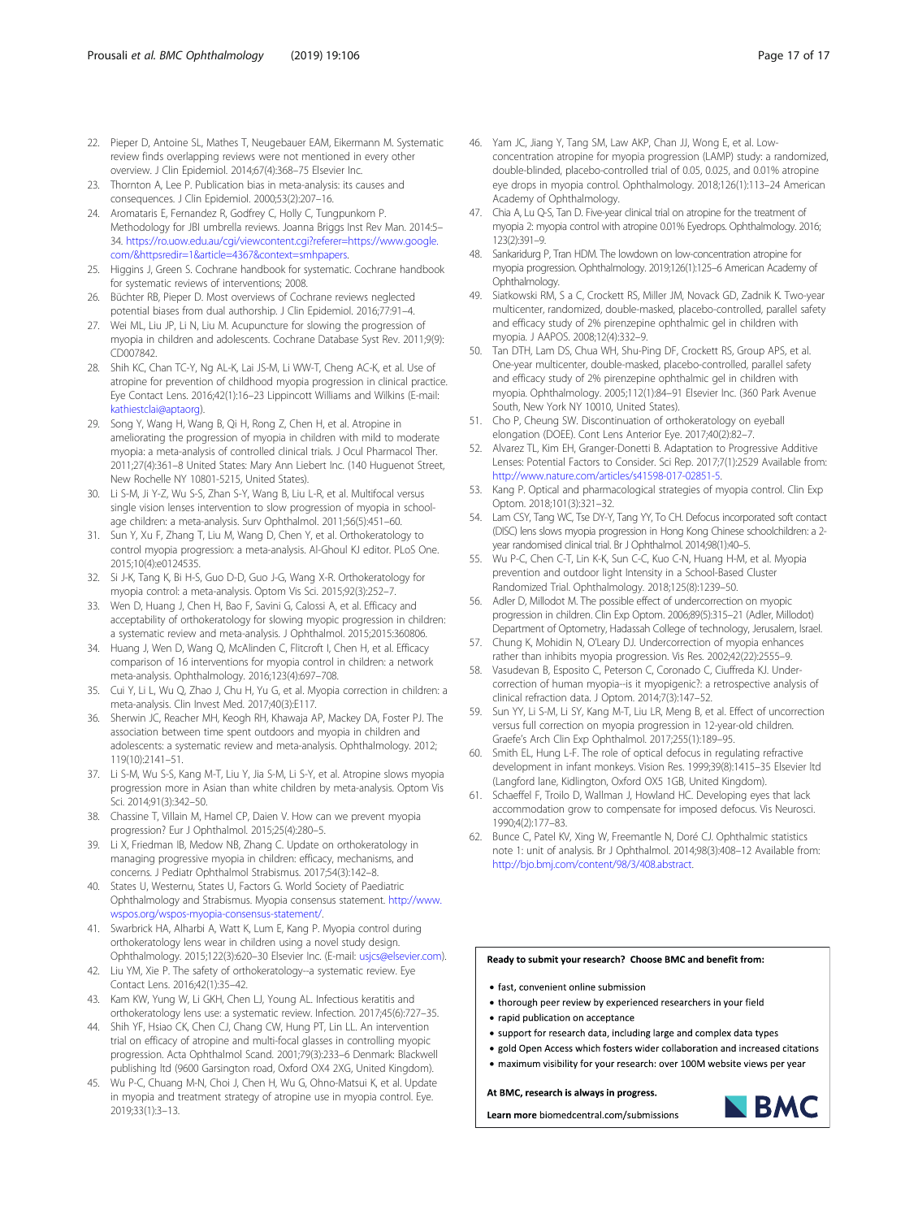22. Pieper D, Antoine SL, Mathes T, Neugebauer EAM, Eikermann M. Systematic review finds overlapping reviews were not mentioned in every other overview. J Clin Epidemiol. 2014;67(4):368–75 Elsevier Inc.
23. Thornton A, Lee P. Publication bias in meta-analysis: its causes and consequences. J Clin Epidemiol. 2000;53(2):207–16.
24. Aromataris E, Fernandez R, Godfrey C, Holly C, Tungpunkom P. Methodology for JBI umbrella reviews. Joanna Briggs Inst Rev Man. 2014:5–34. https://ro.uow.edu.au/cgi/viewcontent.cgi?referer=https://www.google.com/&httpsredir=1&article=4367&context=smhpapers.
25. Higgins J, Green S. Cochrane handbook for systematic. Cochrane handbook for systematic reviews of interventions; 2008.
26. Büchter RB, Pieper D. Most overviews of Cochrane reviews neglected potential biases from dual authorship. J Clin Epidemiol. 2016;77:91–4.
27. Wei ML, Liu JP, Li N, Liu M. Acupuncture for slowing the progression of myopia in children and adolescents. Cochrane Database Syst Rev. 2011;9(9): CD007842.
28. Shih KC, Chan TC-Y, Ng AL-K, Lai JS-M, Li WW-T, Cheng AC-K, et al. Use of atropine for prevention of childhood myopia progression in clinical practice. Eye Contact Lens. 2016;42(1):16–23 Lippincott Williams and Wilkins (E-mail: kathiestclai@aptaorg).
29. Song Y, Wang H, Wang B, Qi H, Rong Z, Chen H, et al. Atropine in ameliorating the progression of myopia in children with mild to moderate myopia: a meta-analysis of controlled clinical trials. J Ocul Pharmacol Ther. 2011;27(4):361–8 United States: Mary Ann Liebert Inc. (140 Huguenot Street, New Rochelle NY 10801-5215, United States).
30. Li S-M, Ji Y-Z, Wu S-S, Zhan S-Y, Wang B, Liu L-R, et al. Multifocal versus single vision lenses intervention to slow progression of myopia in school-age children: a meta-analysis. Surv Ophthalmol. 2011;56(5):451–60.
31. Sun Y, Xu F, Zhang T, Liu M, Wang D, Chen Y, et al. Orthokeratology to control myopia progression: a meta-analysis. Al-Ghoul KJ editor. PLoS One. 2015;10(4):e0124535.
32. Si J-K, Tang K, Bi H-S, Guo D-D, Guo J-G, Wang X-R. Orthokeratology for myopia control: a meta-analysis. Optom Vis Sci. 2015;92(3):252–7.
33. Wen D, Huang J, Chen H, Bao F, Savini G, Calossi A, et al. Efficacy and acceptability of orthokeratology for slowing myopic progression in children: a systematic review and meta-analysis. J Ophthalmol. 2015;2015:360806.
34. Huang J, Wen D, Wang Q, McAlinden C, Flitcroft I, Chen H, et al. Efficacy comparison of 16 interventions for myopia control in children: a network meta-analysis. Ophthalmology. 2016;123(4):697–708.
35. Cui Y, Li L, Wu Q, Zhao J, Chu H, Yu G, et al. Myopia correction in children: a meta-analysis. Clin Invest Med. 2017;40(3):E117.
36. Sherwin JC, Reacher MH, Keogh RH, Khawaja AP, Mackey DA, Foster PJ. The association between time spent outdoors and myopia in children and adolescents: a systematic review and meta-analysis. Ophthalmology. 2012; 119(10):2141–51.
37. Li S-M, Wu S-S, Kang M-T, Liu Y, Jia S-M, Li S-Y, et al. Atropine slows myopia progression more in Asian than white children by meta-analysis. Optom Vis Sci. 2014;91(3):342–50.
38. Chassine T, Villain M, Hamel CP, Daien V. How can we prevent myopia progression? Eur J Ophthalmol. 2015;25(4):280–5.
39. Li X, Friedman IB, Medow NB, Zhang C. Update on orthokeratology in managing progressive myopia in children: efficacy, mechanisms, and concerns. J Pediatr Ophthalmol Strabismus. 2017;54(3):142–8.
40. States U, Westernu, States U, Factors G. World Society of Paediatric Ophthalmology and Strabismus. Myopia consensus statement. http://www.wspos.org/wspos-myopia-consensus-statement/.
41. Swarbrick HA, Alharbi A, Watt K, Lum E, Kang P. Myopia control during orthokeratology lens wear in children using a novel study design. Ophthalmology. 2015;122(3):620–30 Elsevier Inc. (E-mail: usjcs@elsevier.com).
42. Liu YM, Xie P. The safety of orthokeratology--a systematic review. Eye Contact Lens. 2016;42(1):35–42.
43. Kam KW, Yung W, Li GKH, Chen LJ, Young AL. Infectious keratitis and orthokeratology lens use: a systematic review. Infection. 2017;45(6):727–35.
44. Shih YF, Hsiao CK, Chen CJ, Chang CW, Hung PT, Lin LL. An intervention trial on efficacy of atropine and multi-focal glasses in controlling myopic progression. Acta Ophthalmol Scand. 2001;79(3):233–6 Denmark: Blackwell publishing ltd (9600 Garsington road, Oxford OX4 2XG, United Kingdom).
45. Wu P-C, Chuang M-N, Choi J, Chen H, Wu G, Ohno-Matsui K, et al. Update in myopia and treatment strategy of atropine use in myopia control. Eye. 2019;33(1):3–13.
46. Yam JC, Jiang Y, Tang SM, Law AKP, Chan JJ, Wong E, et al. Low-concentration atropine for myopia progression (LAMP) study: a randomized, double-blinded, placebo-controlled trial of 0.05, 0.025, and 0.01% atropine eye drops in myopia control. Ophthalmology. 2018;126(1):113–24 American Academy of Ophthalmology.
47. Chia A, Lu Q-S, Tan D. Five-year clinical trial on atropine for the treatment of myopia 2: myopia control with atropine 0.01% Eyedrops. Ophthalmology. 2016; 123(2):391–9.
48. Sankaridurg P, Tran HDM. The lowdown on low-concentration atropine for myopia progression. Ophthalmology. 2019;126(1):125–6 American Academy of Ophthalmology.
49. Siatkowski RM, S a C, Crockett RS, Miller JM, Novack GD, Zadnik K. Two-year multicenter, randomized, double-masked, placebo-controlled, parallel safety and efficacy study of 2% pirenzepine ophthalmic gel in children with myopia. J AAPOS. 2008;12(4):332–9.
50. Tan DTH, Lam DS, Chua WH, Shu-Ping DF, Crockett RS, Group APS, et al. One-year multicenter, double-masked, placebo-controlled, parallel safety and efficacy study of 2% pirenzepine ophthalmic gel in children with myopia. Ophthalmology. 2005;112(1):84–91 Elsevier Inc. (360 Park Avenue South, New York NY 10010, United States).
51. Cho P, Cheung SW. Discontinuation of orthokeratology on eyeball elongation (DOEE). Cont Lens Anterior Eye. 2017;40(2):82–7.
52. Alvarez TL, Kim EH, Granger-Donetti B. Adaptation to Progressive Additive Lenses: Potential Factors to Consider. Sci Rep. 2017;7(1):2529 Available from: http://www.nature.com/articles/s41598-017-02851-5.
53. Kang P. Optical and pharmacological strategies of myopia control. Clin Exp Optom. 2018;101(3):321–32.
54. Lam CSY, Tang WC, Tse DY-Y, Tang YY, To CH. Defocus incorporated soft contact (DISC) lens slows myopia progression in Hong Kong Chinese schoolchildren: a 2-year randomised clinical trial. Br J Ophthalmol. 2014;98(1):40–5.
55. Wu P-C, Chen C-T, Lin K-K, Sun C-C, Kuo C-N, Huang H-M, et al. Myopia prevention and outdoor light Intensity in a School-Based Cluster Randomized Trial. Ophthalmology. 2018;125(8):1239–50.
56. Adler D, Millodot M. The possible effect of undercorrection on myopic progression in children. Clin Exp Optom. 2006;89(5):315–21 (Adler, Millodot) Department of Optometry, Hadassah College of technology, Jerusalem, Israel.
57. Chung K, Mohidin N, O'Leary DJ. Undercorrection of myopia enhances rather than inhibits myopia progression. Vis Res. 2002;42(22):2555–9.
58. Vasudevan B, Esposito C, Peterson C, Coronado C, Ciuffreda KJ. Under-correction of human myopia--is it myopigenic?: a retrospective analysis of clinical refraction data. J Optom. 2014;7(3):147–52.
59. Sun YY, Li S-M, Li SY, Kang M-T, Liu LR, Meng B, et al. Effect of uncorrection versus full correction on myopia progression in 12-year-old children. Graefe's Arch Clin Exp Ophthalmol. 2017;255(1):189–95.
60. Smith EL, Hung L-F. The role of optical defocus in regulating refractive development in infant monkeys. Vision Res. 1999;39(8):1415–35 Elsevier ltd (Langford lane, Kidlington, Oxford OX5 1GB, United Kingdom).
61. Schaeffel F, Troilo D, Wallman J, Howland HC. Developing eyes that lack accommodation grow to compensate for imposed defocus. Vis Neurosci. 1990;4(2):177–83.
62. Bunce C, Patel KV, Xing W, Freemantle N, Doré CJ. Ophthalmic statistics note 1: unit of analysis. Br J Ophthalmol. 2014;98(3):408–12 Available from: http://bjo.bmj.com/content/98/3/408.abstract.

**Ready to submit your research? Choose BMC and benefit from:**

- fast, convenient online submission
- thorough peer review by experienced researchers in your field
- rapid publication on acceptance
- support for research data, including large and complex data types
- gold Open Access which fosters wider collaboration and increased citations
- maximum visibility for your research: over 100M website views per year

**At BMC, research is always in progress.**

**Learn more** biomedcentral.com/submissions